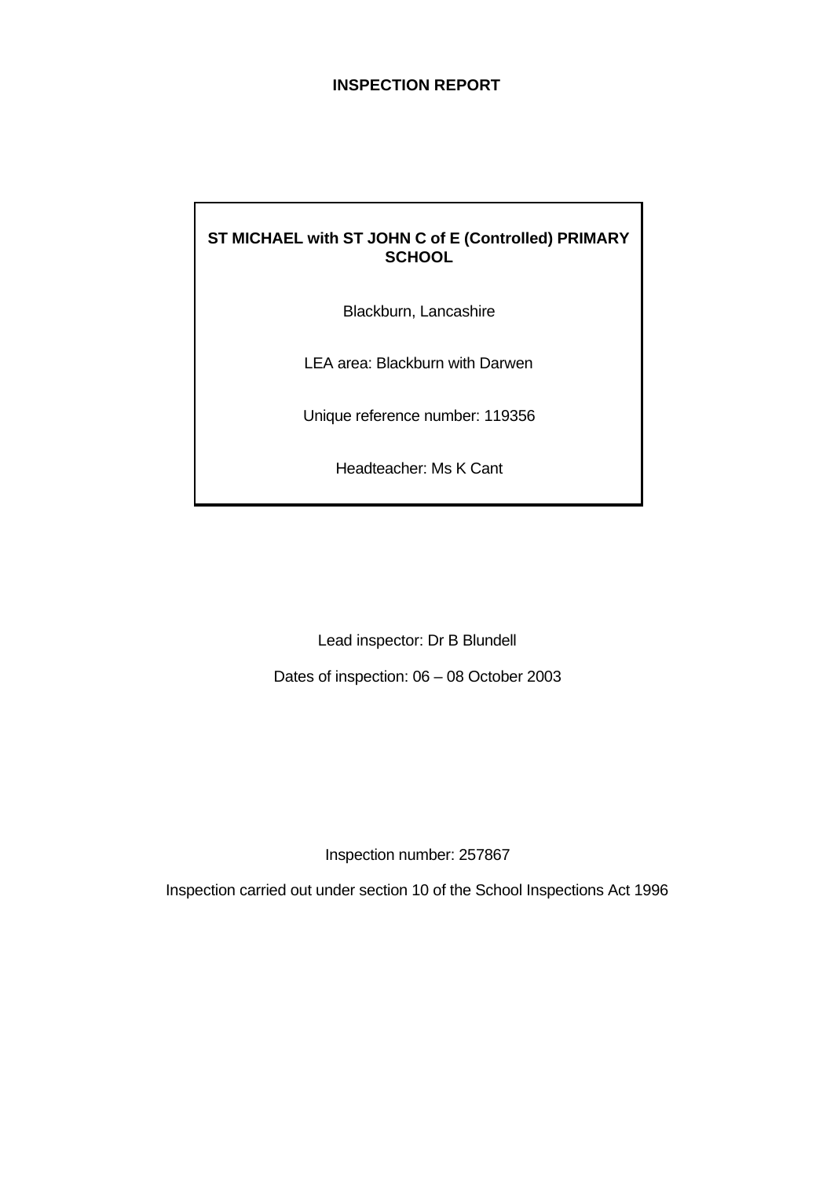# INSPECTION REPORT

**ST MICHAEL with ST JOHN C of E (Controlled) PRIMARY SCHOOL**

Blackburn, Lancashire

LEA area: Blackburn with Darwen

Unique reference number: 119356

Headteacher: Ms K Cant

Lead inspector: Dr B Blundell

Dates of inspection: 06 – 08 October 2003

Inspection number: 257867

Inspection carried out under section 10 of the School Inspections Act 1996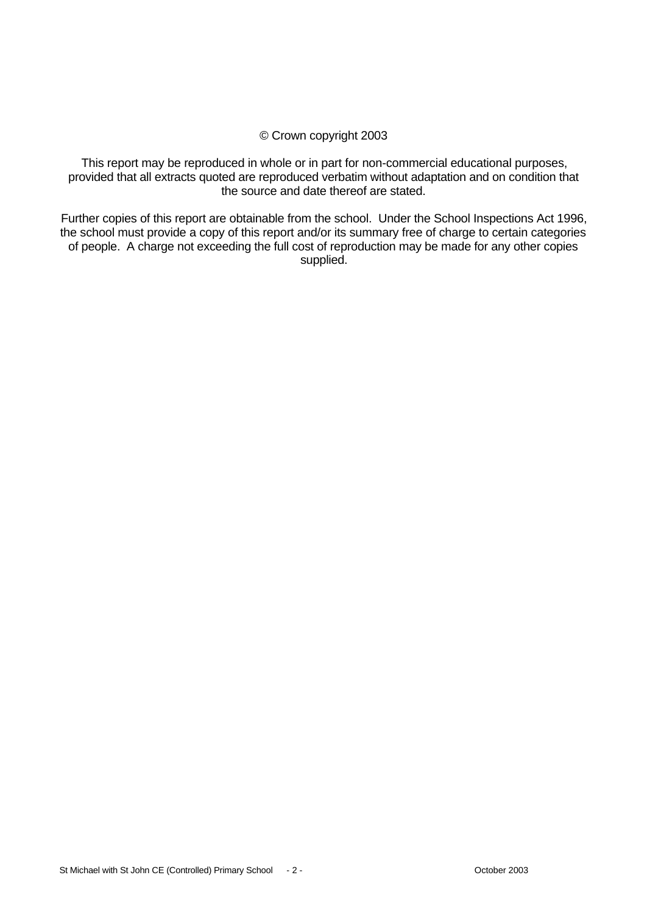© Crown copyright 2003

This report may be reproduced in whole or in part for non-commercial educational purposes, provided that all extracts quoted are reproduced verbatim without adaptation and on condition that the source and date thereof are stated.

Further copies of this report are obtainable from the school. Under the School Inspections Act 1996, the school must provide a copy of this report and/or its summary free of charge to certain categories of people. A charge not exceeding the full cost of reproduction may be made for any other copies supplied.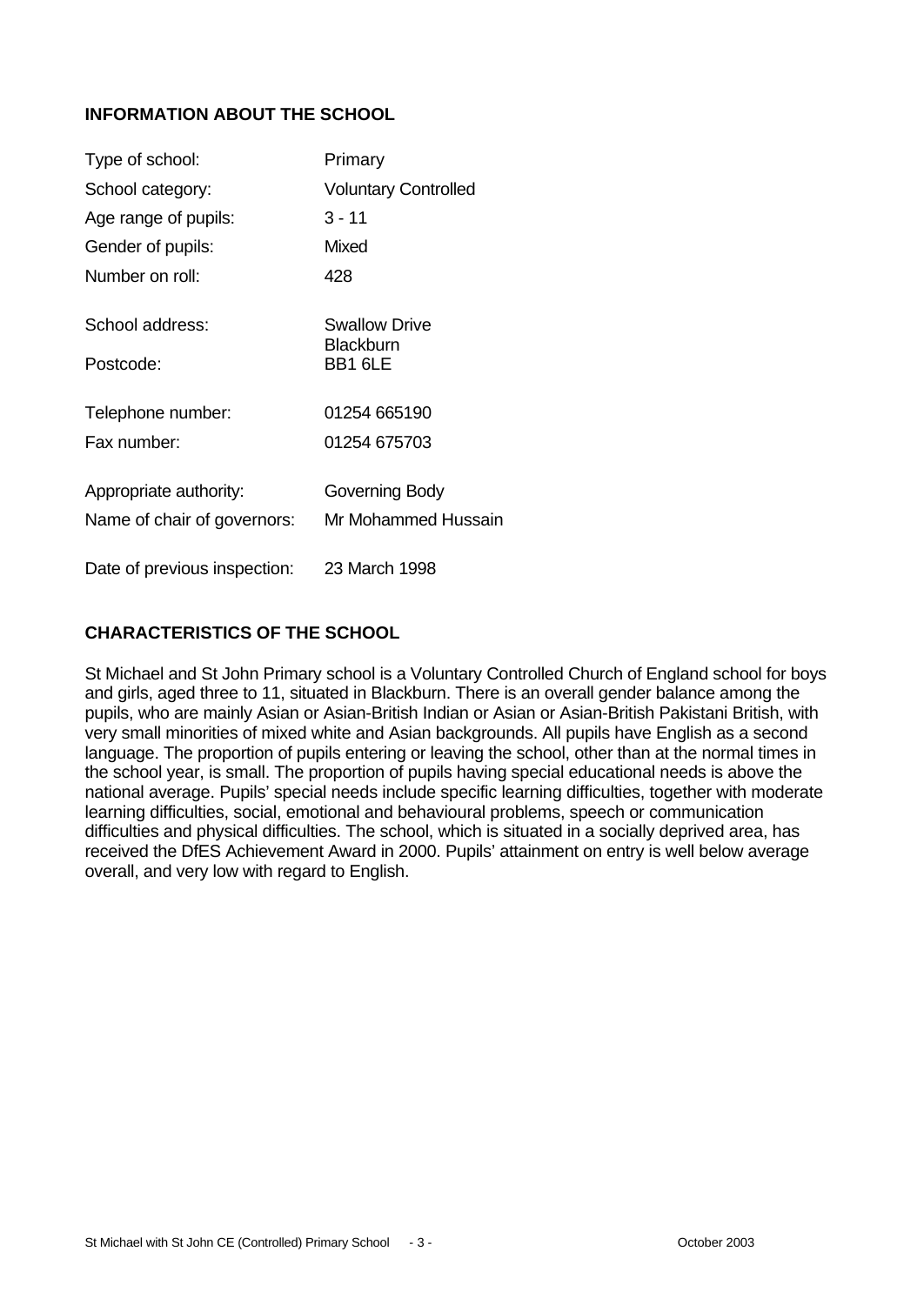## INFORMATION ABOUT THE SCHOOL

| | |
|---|---|
| Type of school: | Primary |
| School category: | Voluntary Controlled |
| Age range of pupils: | 3 - 11 |
| Gender of pupils: | Mixed |
| Number on roll: | 428 |
| School address: | Swallow Drive<br>Blackburn |
| Postcode: | BB1 6LE |
| Telephone number: | 01254 665190 |
| Fax number: | 01254 675703 |
| Appropriate authority: | Governing Body |
| Name of chair of governors: | Mr Mohammed Hussain |
| Date of previous inspection: | 23 March 1998 |

## CHARACTERISTICS OF THE SCHOOL

St Michael and St John Primary school is a Voluntary Controlled Church of England school for boys and girls, aged three to 11, situated in Blackburn. There is an overall gender balance among the pupils, who are mainly Asian or Asian-British Indian or Asian or Asian-British Pakistani British, with very small minorities of mixed white and Asian backgrounds. All pupils have English as a second language. The proportion of pupils entering or leaving the school, other than at the normal times in the school year, is small. The proportion of pupils having special educational needs is above the national average. Pupils' special needs include specific learning difficulties, together with moderate learning difficulties, social, emotional and behavioural problems, speech or communication difficulties and physical difficulties. The school, which is situated in a socially deprived area, has received the DfES Achievement Award in 2000. Pupils' attainment on entry is well below average overall, and very low with regard to English.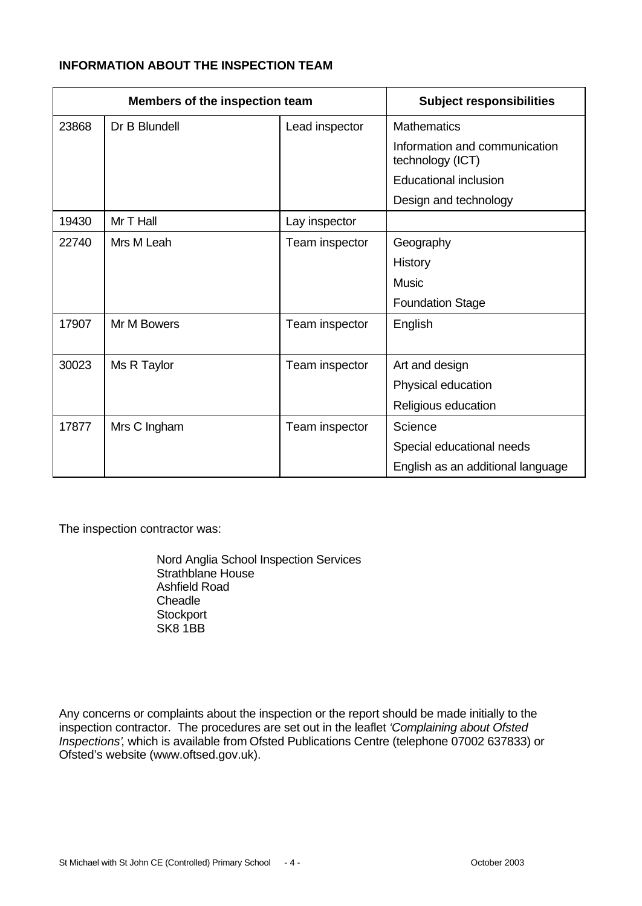**INFORMATION ABOUT THE INSPECTION TEAM**

| Members of the inspection team | | | Subject responsibilities |
|---|---|---|---|
| 23868 | Dr B Blundell | Lead inspector | Mathematics |
| | | | Information and communication technology (ICT) |
| | | | Educational inclusion |
| | | | Design and technology |
| 19430 | Mr T Hall | Lay inspector | |
| 22740 | Mrs M Leah | Team inspector | Geography |
| | | | History |
| | | | Music |
| | | | Foundation Stage |
| 17907 | Mr M Bowers | Team inspector | English |
| 30023 | Ms R Taylor | Team inspector | Art and design |
| | | | Physical education |
| | | | Religious education |
| 17877 | Mrs C Ingham | Team inspector | Science |
| | | | Special educational needs |
| | | | English as an additional language |

The inspection contractor was:

Nord Anglia School Inspection Services
Strathblane House
Ashfield Road
Cheadle
Stockport
SK8 1BB

Any concerns or complaints about the inspection or the report should be made initially to the inspection contractor. The procedures are set out in the leaflet *'Complaining about Ofsted Inspections'*, which is available from Ofsted Publications Centre (telephone 07002 637833) or Ofsted's website (www.oftsed.gov.uk).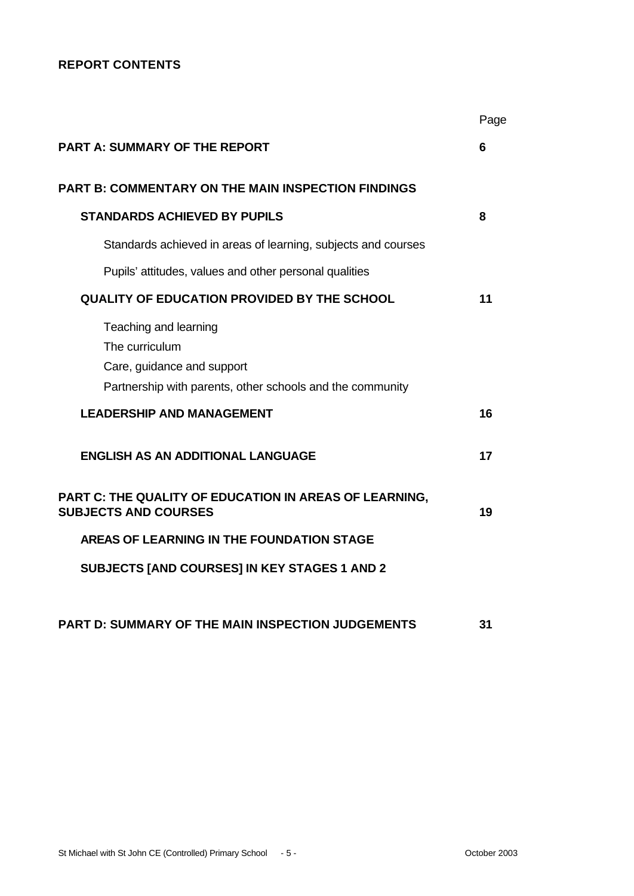**REPORT CONTENTS**

| | Page |
|---|---|
| **PART A: SUMMARY OF THE REPORT** | **6** |
| **PART B: COMMENTARY ON THE MAIN INSPECTION FINDINGS** | |
| **STANDARDS ACHIEVED BY PUPILS** | **8** |
| Standards achieved in areas of learning, subjects and courses | |
| Pupils' attitudes, values and other personal qualities | |
| **QUALITY OF EDUCATION PROVIDED BY THE SCHOOL** | **11** |
| Teaching and learning | |
| The curriculum | |
| Care, guidance and support | |
| Partnership with parents, other schools and the community | |
| **LEADERSHIP AND MANAGEMENT** | **16** |
| **ENGLISH AS AN ADDITIONAL LANGUAGE** | **17** |
| **PART C: THE QUALITY OF EDUCATION IN AREAS OF LEARNING, SUBJECTS AND COURSES** | **19** |
| **AREAS OF LEARNING IN THE FOUNDATION STAGE** | |
| **SUBJECTS [AND COURSES] IN KEY STAGES 1 AND 2** | |
| **PART D: SUMMARY OF THE MAIN INSPECTION JUDGEMENTS** | **31** |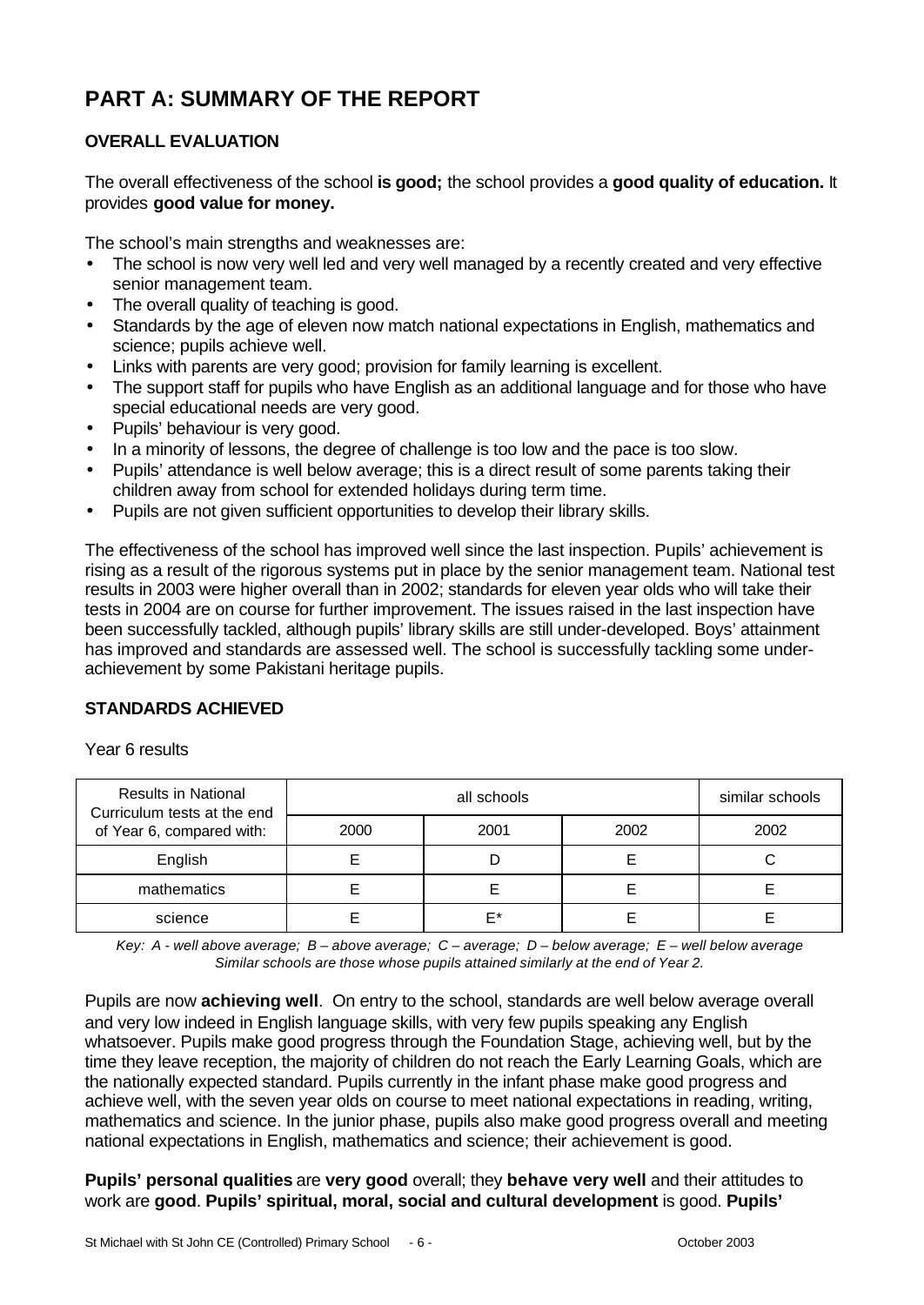# PART A: SUMMARY OF THE REPORT

## OVERALL EVALUATION

The overall effectiveness of the school **is good;** the school provides a **good quality of education.** It provides **good value for money.**

The school's main strengths and weaknesses are:

- The school is now very well led and very well managed by a recently created and very effective senior management team.
- The overall quality of teaching is good.
- Standards by the age of eleven now match national expectations in English, mathematics and science; pupils achieve well.
- Links with parents are very good; provision for family learning is excellent.
- The support staff for pupils who have English as an additional language and for those who have special educational needs are very good.
- Pupils' behaviour is very good.
- In a minority of lessons, the degree of challenge is too low and the pace is too slow.
- Pupils' attendance is well below average; this is a direct result of some parents taking their children away from school for extended holidays during term time.
- Pupils are not given sufficient opportunities to develop their library skills.

The effectiveness of the school has improved well since the last inspection. Pupils' achievement is rising as a result of the rigorous systems put in place by the senior management team. National test results in 2003 were higher overall than in 2002; standards for eleven year olds who will take their tests in 2004 are on course for further improvement. The issues raised in the last inspection have been successfully tackled, although pupils' library skills are still under-developed. Boys' attainment has improved and standards are assessed well. The school is successfully tackling some under-achievement by some Pakistani heritage pupils.

## STANDARDS ACHIEVED

Year 6 results

| Results in National Curriculum tests at the end of Year 6, compared with: | all schools | | | similar schools |
|---|---|---|---|---|
| | 2000 | 2001 | 2002 | 2002 |
| English | E | D | E | C |
| mathematics | E | E | E | E |
| science | E | E* | E | E |

*Key: A - well above average; B – above average; C – average; D – below average; E – well below average*
*Similar schools are those whose pupils attained similarly at the end of Year 2.*

Pupils are now **achieving well**. On entry to the school, standards are well below average overall and very low indeed in English language skills, with very few pupils speaking any English whatsoever. Pupils make good progress through the Foundation Stage, achieving well, but by the time they leave reception, the majority of children do not reach the Early Learning Goals, which are the nationally expected standard. Pupils currently in the infant phase make good progress and achieve well, with the seven year olds on course to meet national expectations in reading, writing, mathematics and science. In the junior phase, pupils also make good progress overall and meeting national expectations in English, mathematics and science; their achievement is good.

**Pupils' personal qualities** are **very good** overall; they **behave very well** and their attitudes to work are **good**. **Pupils' spiritual, moral, social and cultural development** is good. **Pupils'**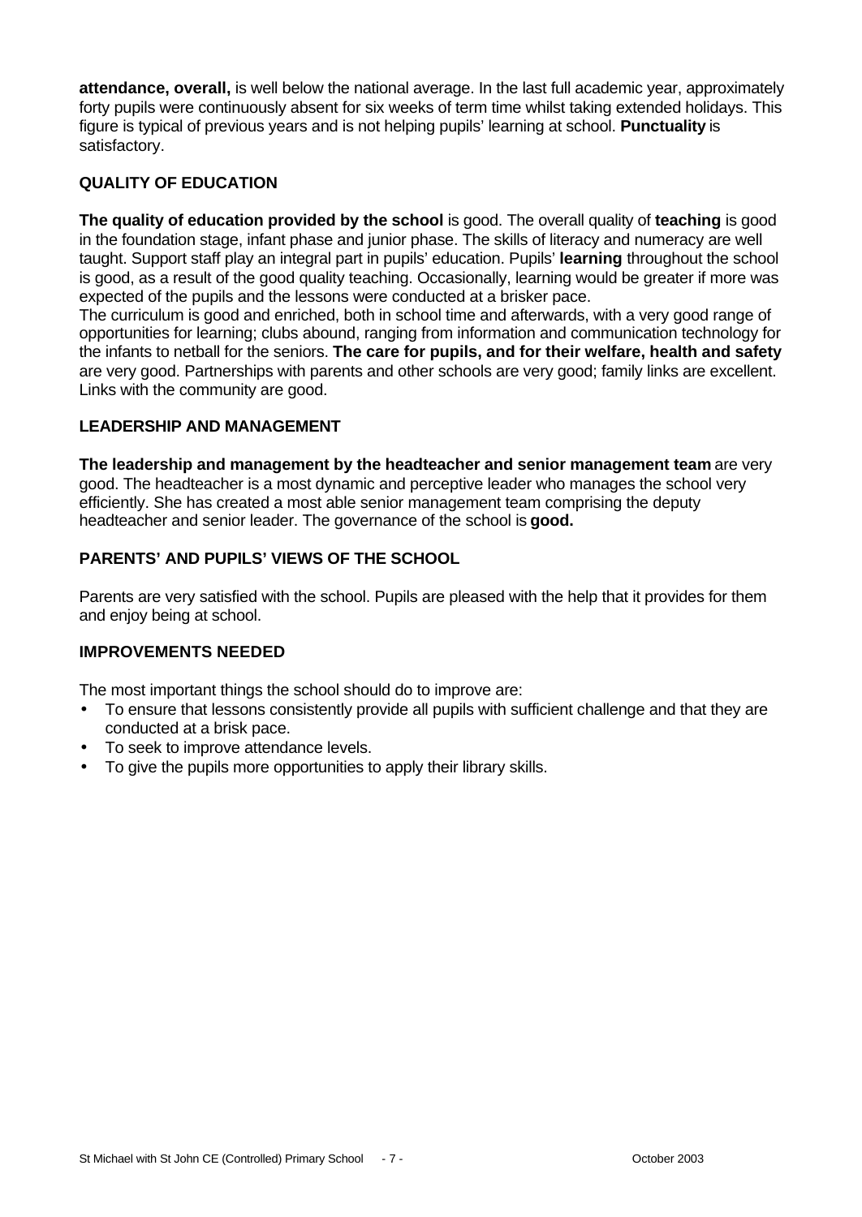**attendance, overall,** is well below the national average. In the last full academic year, approximately forty pupils were continuously absent for six weeks of term time whilst taking extended holidays. This figure is typical of previous years and is not helping pupils' learning at school. **Punctuality** is satisfactory.

### QUALITY OF EDUCATION

**The quality of education provided by the school** is good. The overall quality of **teaching** is good in the foundation stage, infant phase and junior phase. The skills of literacy and numeracy are well taught. Support staff play an integral part in pupils' education. Pupils' **learning** throughout the school is good, as a result of the good quality teaching. Occasionally, learning would be greater if more was expected of the pupils and the lessons were conducted at a brisker pace.

The curriculum is good and enriched, both in school time and afterwards, with a very good range of opportunities for learning; clubs abound, ranging from information and communication technology for the infants to netball for the seniors. **The care for pupils, and for their welfare, health and safety** are very good. Partnerships with parents and other schools are very good; family links are excellent. Links with the community are good.

### LEADERSHIP AND MANAGEMENT

**The leadership and management by the headteacher and senior management team** are very good. The headteacher is a most dynamic and perceptive leader who manages the school very efficiently. She has created a most able senior management team comprising the deputy headteacher and senior leader. The governance of the school is **good.**

### PARENTS' AND PUPILS' VIEWS OF THE SCHOOL

Parents are very satisfied with the school. Pupils are pleased with the help that it provides for them and enjoy being at school.

### IMPROVEMENTS NEEDED

The most important things the school should do to improve are:

- To ensure that lessons consistently provide all pupils with sufficient challenge and that they are conducted at a brisk pace.
- To seek to improve attendance levels.
- To give the pupils more opportunities to apply their library skills.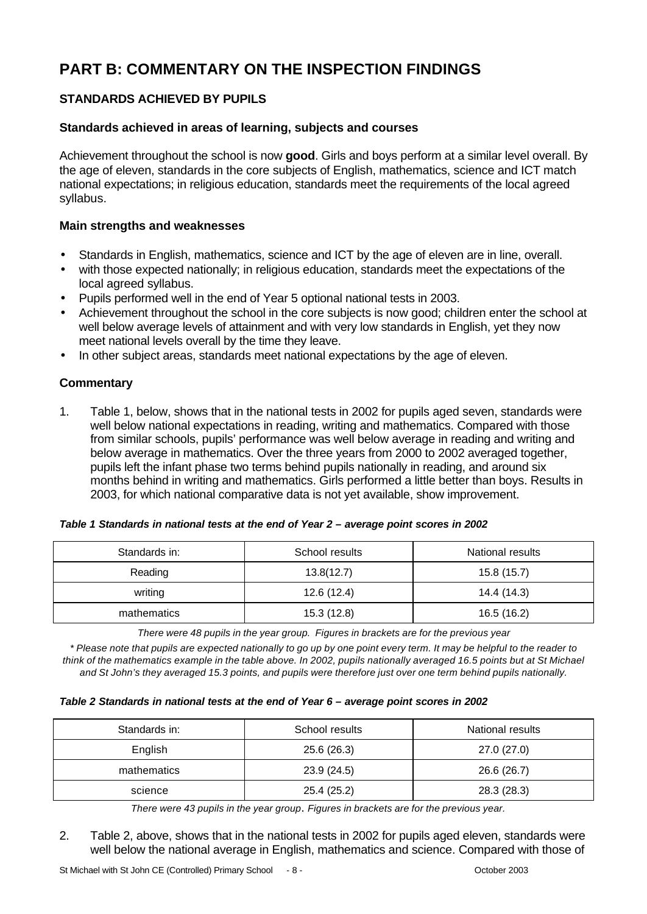# PART B: COMMENTARY ON THE INSPECTION FINDINGS

## STANDARDS ACHIEVED BY PUPILS

### Standards achieved in areas of learning, subjects and courses

Achievement throughout the school is now **good**. Girls and boys perform at a similar level overall. By the age of eleven, standards in the core subjects of English, mathematics, science and ICT match national expectations; in religious education, standards meet the requirements of the local agreed syllabus.

### Main strengths and weaknesses

- Standards in English, mathematics, science and ICT by the age of eleven are in line, overall.
- with those expected nationally; in religious education, standards meet the expectations of the local agreed syllabus.
- Pupils performed well in the end of Year 5 optional national tests in 2003.
- Achievement throughout the school in the core subjects is now good; children enter the school at well below average levels of attainment and with very low standards in English, yet they now meet national levels overall by the time they leave.
- In other subject areas, standards meet national expectations by the age of eleven.

### Commentary

1. Table 1, below, shows that in the national tests in 2002 for pupils aged seven, standards were well below national expectations in reading, writing and mathematics. Compared with those from similar schools, pupils' performance was well below average in reading and writing and below average in mathematics. Over the three years from 2000 to 2002 averaged together, pupils left the infant phase two terms behind pupils nationally in reading, and around six months behind in writing and mathematics. Girls performed a little better than boys. Results in 2003, for which national comparative data is not yet available, show improvement.

***Table 1 Standards in national tests at the end of Year 2 – average point scores in 2002***

| Standards in: | School results | National results |
|---|---|---|
| Reading | 13.8(12.7) | 15.8 (15.7) |
| writing | 12.6 (12.4) | 14.4 (14.3) |
| mathematics | 15.3 (12.8) | 16.5 (16.2) |

*There were 48 pupils in the year group. Figures in brackets are for the previous year*

*\* Please note that pupils are expected nationally to go up by one point every term. It may be helpful to the reader to think of the mathematics example in the table above. In 2002, pupils nationally averaged 16.5 points but at St Michael and St John's they averaged 15.3 points, and pupils were therefore just over one term behind pupils nationally.*

***Table 2 Standards in national tests at the end of Year 6 – average point scores in 2002***

| Standards in: | School results | National results |
|---|---|---|
| English | 25.6 (26.3) | 27.0 (27.0) |
| mathematics | 23.9 (24.5) | 26.6 (26.7) |
| science | 25.4 (25.2) | 28.3 (28.3) |

*There were 43 pupils in the year group. Figures in brackets are for the previous year.*

2. Table 2, above, shows that in the national tests in 2002 for pupils aged eleven, standards were well below the national average in English, mathematics and science. Compared with those of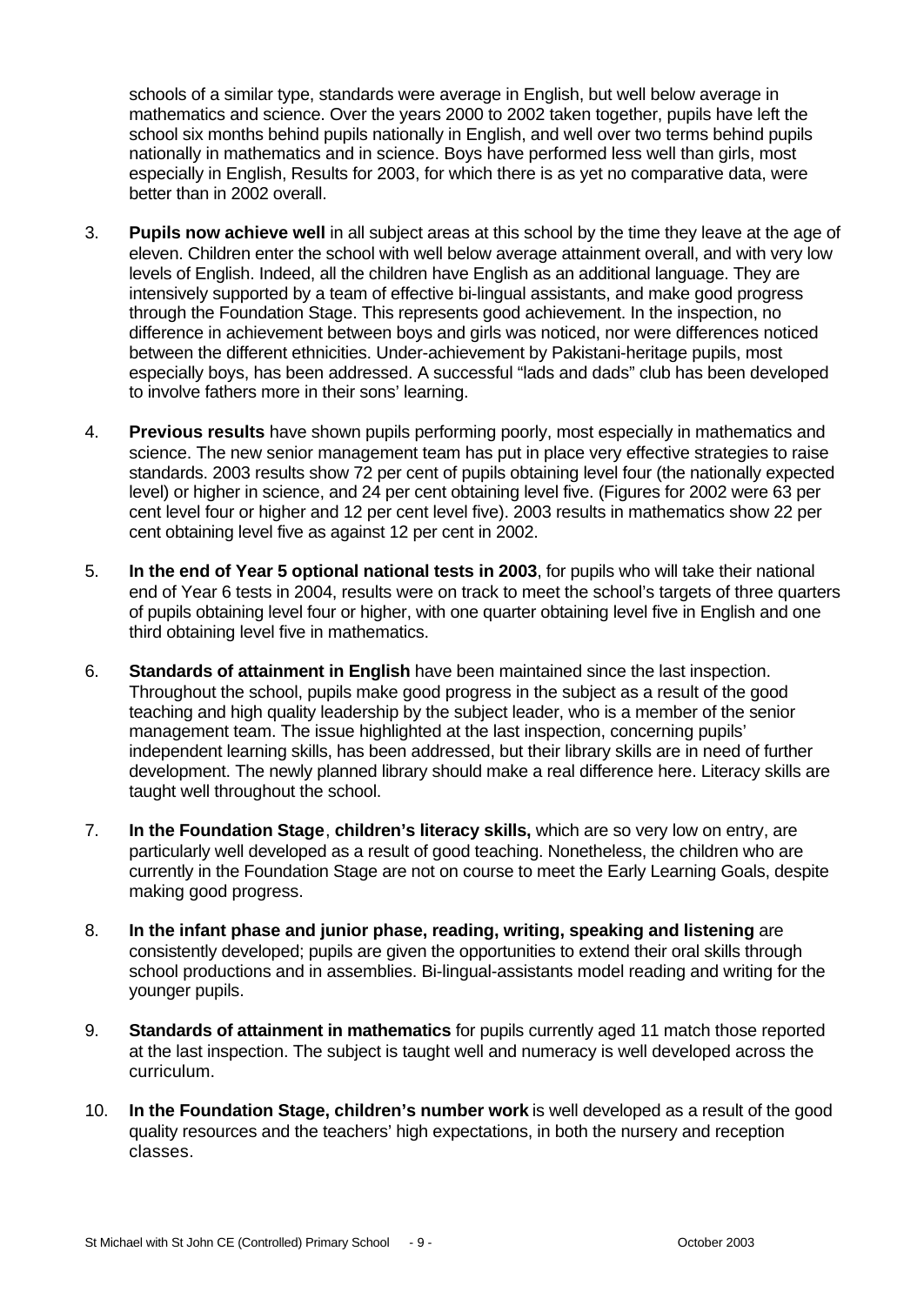schools of a similar type, standards were average in English, but well below average in mathematics and science. Over the years 2000 to 2002 taken together, pupils have left the school six months behind pupils nationally in English, and well over two terms behind pupils nationally in mathematics and in science. Boys have performed less well than girls, most especially in English, Results for 2003, for which there is as yet no comparative data, were better than in 2002 overall.

3. **Pupils now achieve well** in all subject areas at this school by the time they leave at the age of eleven. Children enter the school with well below average attainment overall, and with very low levels of English. Indeed, all the children have English as an additional language. They are intensively supported by a team of effective bi-lingual assistants, and make good progress through the Foundation Stage. This represents good achievement. In the inspection, no difference in achievement between boys and girls was noticed, nor were differences noticed between the different ethnicities. Under-achievement by Pakistani-heritage pupils, most especially boys, has been addressed. A successful "lads and dads" club has been developed to involve fathers more in their sons' learning.

4. **Previous results** have shown pupils performing poorly, most especially in mathematics and science. The new senior management team has put in place very effective strategies to raise standards. 2003 results show 72 per cent of pupils obtaining level four (the nationally expected level) or higher in science, and 24 per cent obtaining level five. (Figures for 2002 were 63 per cent level four or higher and 12 per cent level five). 2003 results in mathematics show 22 per cent obtaining level five as against 12 per cent in 2002.

5. **In the end of Year 5 optional national tests in 2003**, for pupils who will take their national end of Year 6 tests in 2004, results were on track to meet the school's targets of three quarters of pupils obtaining level four or higher, with one quarter obtaining level five in English and one third obtaining level five in mathematics.

6. **Standards of attainment in English** have been maintained since the last inspection. Throughout the school, pupils make good progress in the subject as a result of the good teaching and high quality leadership by the subject leader, who is a member of the senior management team. The issue highlighted at the last inspection, concerning pupils' independent learning skills, has been addressed, but their library skills are in need of further development. The newly planned library should make a real difference here. Literacy skills are taught well throughout the school.

7. **In the Foundation Stage**, **children's literacy skills,** which are so very low on entry, are particularly well developed as a result of good teaching. Nonetheless, the children who are currently in the Foundation Stage are not on course to meet the Early Learning Goals, despite making good progress.

8. **In the infant phase and junior phase, reading, writing, speaking and listening** are consistently developed; pupils are given the opportunities to extend their oral skills through school productions and in assemblies. Bi-lingual-assistants model reading and writing for the younger pupils.

9. **Standards of attainment in mathematics** for pupils currently aged 11 match those reported at the last inspection. The subject is taught well and numeracy is well developed across the curriculum.

10. **In the Foundation Stage, children's number work** is well developed as a result of the good quality resources and the teachers' high expectations, in both the nursery and reception classes.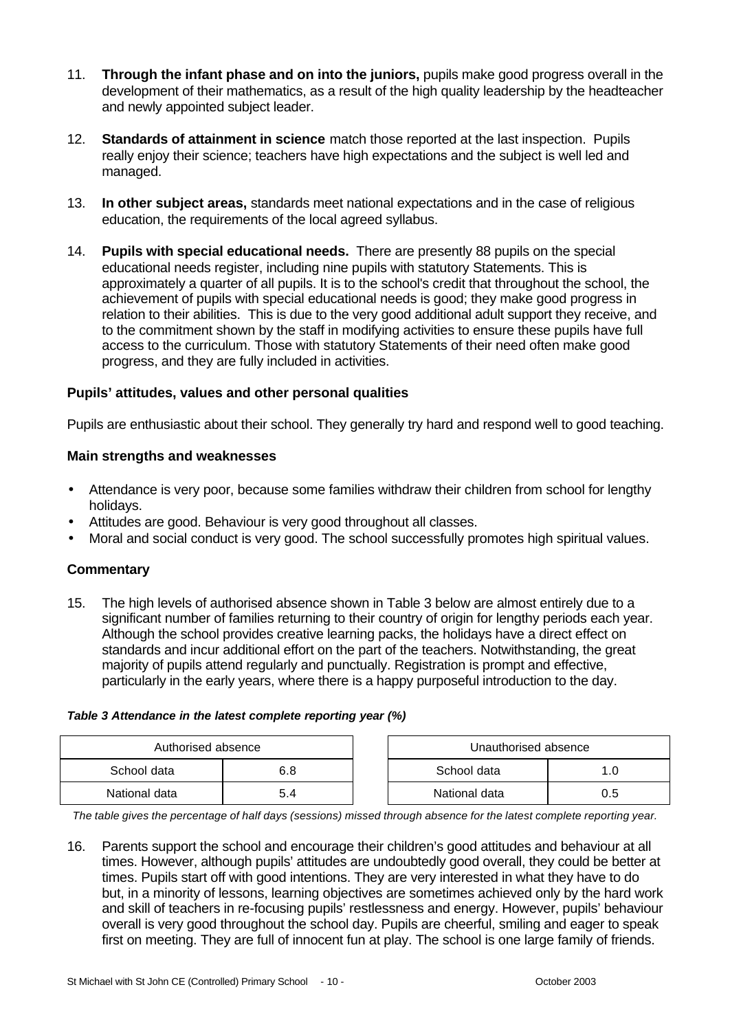11. **Through the infant phase and on into the juniors,** pupils make good progress overall in the development of their mathematics, as a result of the high quality leadership by the headteacher and newly appointed subject leader.

12. **Standards of attainment in science** match those reported at the last inspection. Pupils really enjoy their science; teachers have high expectations and the subject is well led and managed.

13. **In other subject areas,** standards meet national expectations and in the case of religious education, the requirements of the local agreed syllabus.

14. **Pupils with special educational needs.** There are presently 88 pupils on the special educational needs register, including nine pupils with statutory Statements. This is approximately a quarter of all pupils. It is to the school's credit that throughout the school, the achievement of pupils with special educational needs is good; they make good progress in relation to their abilities. This is due to the very good additional adult support they receive, and to the commitment shown by the staff in modifying activities to ensure these pupils have full access to the curriculum. Those with statutory Statements of their need often make good progress, and they are fully included in activities.

### Pupils' attitudes, values and other personal qualities

Pupils are enthusiastic about their school. They generally try hard and respond well to good teaching.

### Main strengths and weaknesses

- Attendance is very poor, because some families withdraw their children from school for lengthy holidays.
- Attitudes are good. Behaviour is very good throughout all classes.
- Moral and social conduct is very good. The school successfully promotes high spiritual values.

### Commentary

15. The high levels of authorised absence shown in Table 3 below are almost entirely due to a significant number of families returning to their country of origin for lengthy periods each year. Although the school provides creative learning packs, the holidays have a direct effect on standards and incur additional effort on the part of the teachers. Notwithstanding, the great majority of pupils attend regularly and punctually. Registration is prompt and effective, particularly in the early years, where there is a happy purposeful introduction to the day.

***Table 3 Attendance in the latest complete reporting year (%)***

| Authorised absence | |
|---|---|
| School data | 6.8 |
| National data | 5.4 |

| Unauthorised absence | |
|---|---|
| School data | 1.0 |
| National data | 0.5 |

*The table gives the percentage of half days (sessions) missed through absence for the latest complete reporting year.*

16. Parents support the school and encourage their children's good attitudes and behaviour at all times. However, although pupils' attitudes are undoubtedly good overall, they could be better at times. Pupils start off with good intentions. They are very interested in what they have to do but, in a minority of lessons, learning objectives are sometimes achieved only by the hard work and skill of teachers in re-focusing pupils' restlessness and energy. However, pupils' behaviour overall is very good throughout the school day. Pupils are cheerful, smiling and eager to speak first on meeting. They are full of innocent fun at play. The school is one large family of friends.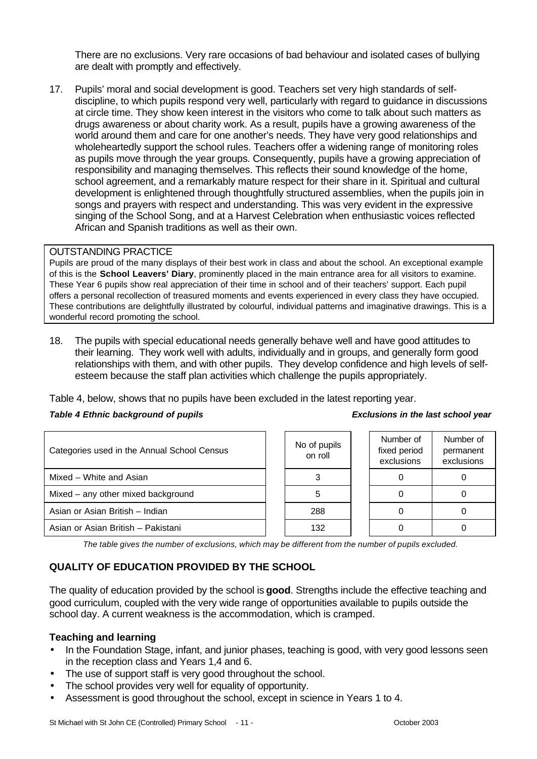There are no exclusions. Very rare occasions of bad behaviour and isolated cases of bullying are dealt with promptly and effectively.

17. Pupils' moral and social development is good. Teachers set very high standards of self-discipline, to which pupils respond very well, particularly with regard to guidance in discussions at circle time. They show keen interest in the visitors who come to talk about such matters as drugs awareness or about charity work. As a result, pupils have a growing awareness of the world around them and care for one another's needs. They have very good relationships and wholeheartedly support the school rules. Teachers offer a widening range of monitoring roles as pupils move through the year groups. Consequently, pupils have a growing appreciation of responsibility and managing themselves. This reflects their sound knowledge of the home, school agreement, and a remarkably mature respect for their share in it. Spiritual and cultural development is enlightened through thoughtfully structured assemblies, when the pupils join in songs and prayers with respect and understanding. This was very evident in the expressive singing of the School Song, and at a Harvest Celebration when enthusiastic voices reflected African and Spanish traditions as well as their own.

OUTSTANDING PRACTICE

Pupils are proud of the many displays of their best work in class and about the school. An exceptional example of this is the **School Leavers' Diary**, prominently placed in the main entrance area for all visitors to examine. These Year 6 pupils show real appreciation of their time in school and of their teachers' support. Each pupil offers a personal recollection of treasured moments and events experienced in every class they have occupied. These contributions are delightfully illustrated by colourful, individual patterns and imaginative drawings. This is a wonderful record promoting the school.

18. The pupils with special educational needs generally behave well and have good attitudes to their learning. They work well with adults, individually and in groups, and generally form good relationships with them, and with other pupils. They develop confidence and high levels of self-esteem because the staff plan activities which challenge the pupils appropriately.

Table 4, below, shows that no pupils have been excluded in the latest reporting year.

***Table 4 Ethnic background of pupils*** ***Exclusions in the last school year***

| Categories used in the Annual School Census | No of pupils on roll | Number of fixed period exclusions | Number of permanent exclusions |
|---|---|---|---|
| Mixed – White and Asian | 3 | 0 | 0 |
| Mixed – any other mixed background | 5 | 0 | 0 |
| Asian or Asian British – Indian | 288 | 0 | 0 |
| Asian or Asian British – Pakistani | 132 | 0 | 0 |

*The table gives the number of exclusions, which may be different from the number of pupils excluded.*

## QUALITY OF EDUCATION PROVIDED BY THE SCHOOL

The quality of education provided by the school is **good**. Strengths include the effective teaching and good curriculum, coupled with the very wide range of opportunities available to pupils outside the school day. A current weakness is the accommodation, which is cramped.

### Teaching and learning

- In the Foundation Stage, infant, and junior phases, teaching is good, with very good lessons seen in the reception class and Years 1,4 and 6.
- The use of support staff is very good throughout the school.
- The school provides very well for equality of opportunity.
- Assessment is good throughout the school, except in science in Years 1 to 4.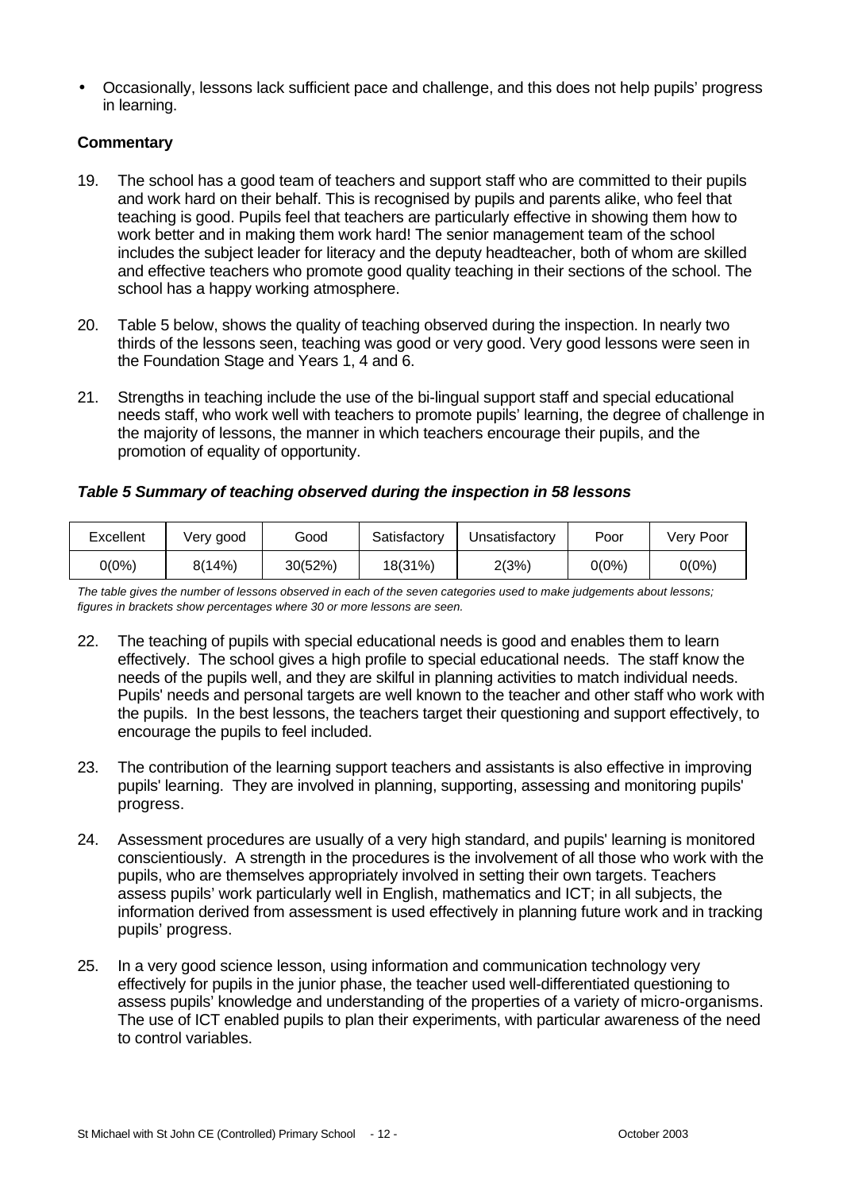- Occasionally, lessons lack sufficient pace and challenge, and this does not help pupils' progress in learning.

**Commentary**

19. The school has a good team of teachers and support staff who are committed to their pupils and work hard on their behalf. This is recognised by pupils and parents alike, who feel that teaching is good. Pupils feel that teachers are particularly effective in showing them how to work better and in making them work hard! The senior management team of the school includes the subject leader for literacy and the deputy headteacher, both of whom are skilled and effective teachers who promote good quality teaching in their sections of the school. The school has a happy working atmosphere.

20. Table 5 below, shows the quality of teaching observed during the inspection. In nearly two thirds of the lessons seen, teaching was good or very good. Very good lessons were seen in the Foundation Stage and Years 1, 4 and 6.

21. Strengths in teaching include the use of the bi-lingual support staff and special educational needs staff, who work well with teachers to promote pupils' learning, the degree of challenge in the majority of lessons, the manner in which teachers encourage their pupils, and the promotion of equality of opportunity.

***Table 5 Summary of teaching observed during the inspection in 58 lessons***

| Excellent | Very good | Good | Satisfactory | Unsatisfactory | Poor | Very Poor |
|---|---|---|---|---|---|---|
| 0(0%) | 8(14%) | 30(52%) | 18(31%) | 2(3%) | 0(0%) | 0(0%) |

*The table gives the number of lessons observed in each of the seven categories used to make judgements about lessons; figures in brackets show percentages where 30 or more lessons are seen.*

22. The teaching of pupils with special educational needs is good and enables them to learn effectively. The school gives a high profile to special educational needs. The staff know the needs of the pupils well, and they are skilful in planning activities to match individual needs. Pupils' needs and personal targets are well known to the teacher and other staff who work with the pupils. In the best lessons, the teachers target their questioning and support effectively, to encourage the pupils to feel included.

23. The contribution of the learning support teachers and assistants is also effective in improving pupils' learning. They are involved in planning, supporting, assessing and monitoring pupils' progress.

24. Assessment procedures are usually of a very high standard, and pupils' learning is monitored conscientiously. A strength in the procedures is the involvement of all those who work with the pupils, who are themselves appropriately involved in setting their own targets. Teachers assess pupils' work particularly well in English, mathematics and ICT; in all subjects, the information derived from assessment is used effectively in planning future work and in tracking pupils' progress.

25. In a very good science lesson, using information and communication technology very effectively for pupils in the junior phase, the teacher used well-differentiated questioning to assess pupils' knowledge and understanding of the properties of a variety of micro-organisms. The use of ICT enabled pupils to plan their experiments, with particular awareness of the need to control variables.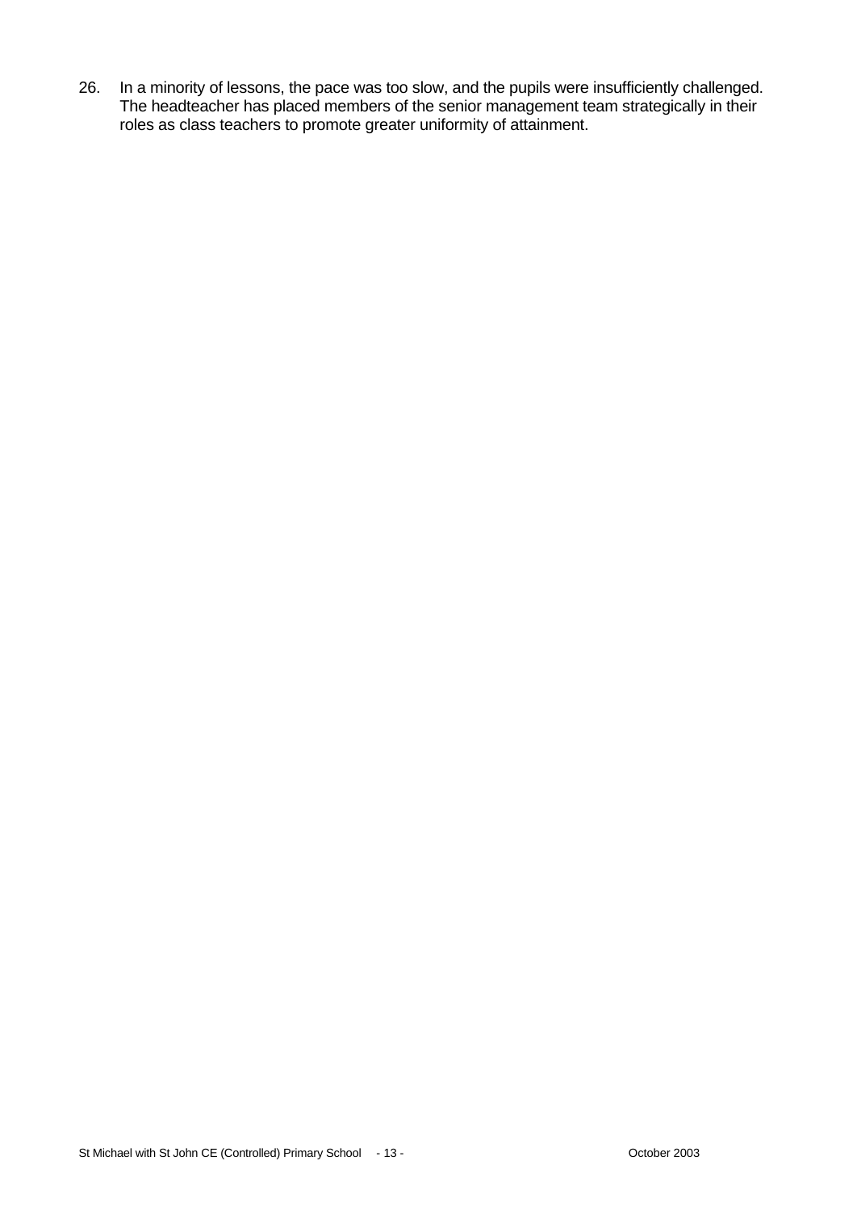26. In a minority of lessons, the pace was too slow, and the pupils were insufficiently challenged. The headteacher has placed members of the senior management team strategically in their roles as class teachers to promote greater uniformity of attainment.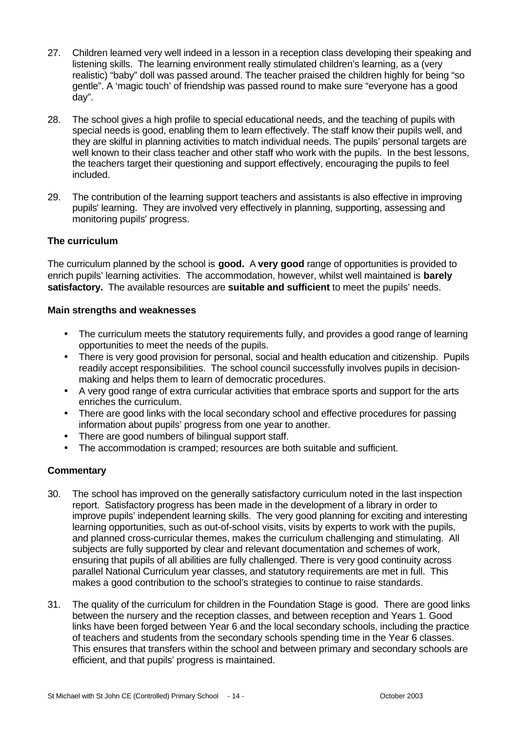27. Children learned very well indeed in a lesson in a reception class developing their speaking and listening skills. The learning environment really stimulated children's learning, as a (very realistic) "baby" doll was passed around. The teacher praised the children highly for being "so gentle". A 'magic touch' of friendship was passed round to make sure "everyone has a good day".

28. The school gives a high profile to special educational needs, and the teaching of pupils with special needs is good, enabling them to learn effectively. The staff know their pupils well, and they are skilful in planning activities to match individual needs. The pupils' personal targets are well known to their class teacher and other staff who work with the pupils. In the best lessons, the teachers target their questioning and support effectively, encouraging the pupils to feel included.

29. The contribution of the learning support teachers and assistants is also effective in improving pupils' learning. They are involved very effectively in planning, supporting, assessing and monitoring pupils' progress.

### The curriculum

The curriculum planned by the school is **good.** A **very good** range of opportunities is provided to enrich pupils' learning activities. The accommodation, however, whilst well maintained is **barely satisfactory.** The available resources are **suitable and sufficient** to meet the pupils' needs.

#### Main strengths and weaknesses

- The curriculum meets the statutory requirements fully, and provides a good range of learning opportunities to meet the needs of the pupils.
- There is very good provision for personal, social and health education and citizenship. Pupils readily accept responsibilities. The school council successfully involves pupils in decision-making and helps them to learn of democratic procedures.
- A very good range of extra curricular activities that embrace sports and support for the arts enriches the curriculum.
- There are good links with the local secondary school and effective procedures for passing information about pupils' progress from one year to another.
- There are good numbers of bilingual support staff.
- The accommodation is cramped; resources are both suitable and sufficient.

#### Commentary

30. The school has improved on the generally satisfactory curriculum noted in the last inspection report. Satisfactory progress has been made in the development of a library in order to improve pupils' independent learning skills. The very good planning for exciting and interesting learning opportunities, such as out-of-school visits, visits by experts to work with the pupils, and planned cross-curricular themes, makes the curriculum challenging and stimulating. All subjects are fully supported by clear and relevant documentation and schemes of work, ensuring that pupils of all abilities are fully challenged. There is very good continuity across parallel National Curriculum year classes, and statutory requirements are met in full. This makes a good contribution to the school's strategies to continue to raise standards.

31. The quality of the curriculum for children in the Foundation Stage is good. There are good links between the nursery and the reception classes, and between reception and Years 1. Good links have been forged between Year 6 and the local secondary schools, including the practice of teachers and students from the secondary schools spending time in the Year 6 classes. This ensures that transfers within the school and between primary and secondary schools are efficient, and that pupils' progress is maintained.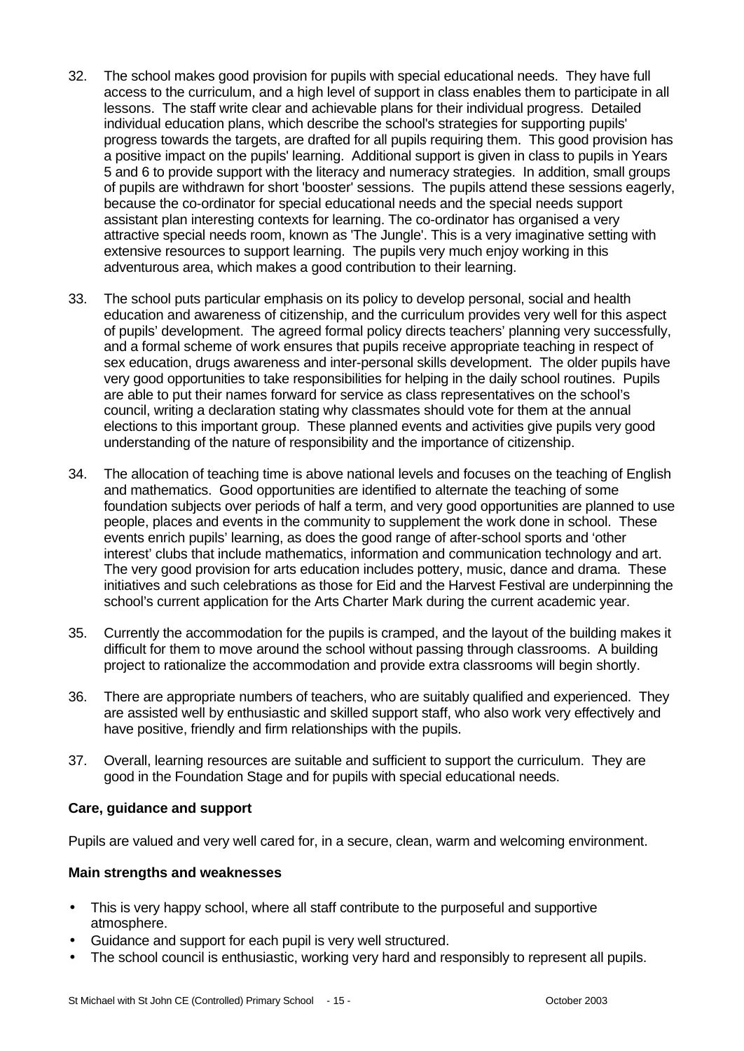32. The school makes good provision for pupils with special educational needs. They have full access to the curriculum, and a high level of support in class enables them to participate in all lessons. The staff write clear and achievable plans for their individual progress. Detailed individual education plans, which describe the school's strategies for supporting pupils' progress towards the targets, are drafted for all pupils requiring them. This good provision has a positive impact on the pupils' learning. Additional support is given in class to pupils in Years 5 and 6 to provide support with the literacy and numeracy strategies. In addition, small groups of pupils are withdrawn for short 'booster' sessions. The pupils attend these sessions eagerly, because the co-ordinator for special educational needs and the special needs support assistant plan interesting contexts for learning. The co-ordinator has organised a very attractive special needs room, known as 'The Jungle'. This is a very imaginative setting with extensive resources to support learning. The pupils very much enjoy working in this adventurous area, which makes a good contribution to their learning.

33. The school puts particular emphasis on its policy to develop personal, social and health education and awareness of citizenship, and the curriculum provides very well for this aspect of pupils' development. The agreed formal policy directs teachers' planning very successfully, and a formal scheme of work ensures that pupils receive appropriate teaching in respect of sex education, drugs awareness and inter-personal skills development. The older pupils have very good opportunities to take responsibilities for helping in the daily school routines. Pupils are able to put their names forward for service as class representatives on the school's council, writing a declaration stating why classmates should vote for them at the annual elections to this important group. These planned events and activities give pupils very good understanding of the nature of responsibility and the importance of citizenship.

34. The allocation of teaching time is above national levels and focuses on the teaching of English and mathematics. Good opportunities are identified to alternate the teaching of some foundation subjects over periods of half a term, and very good opportunities are planned to use people, places and events in the community to supplement the work done in school. These events enrich pupils' learning, as does the good range of after-school sports and 'other interest' clubs that include mathematics, information and communication technology and art. The very good provision for arts education includes pottery, music, dance and drama. These initiatives and such celebrations as those for Eid and the Harvest Festival are underpinning the school's current application for the Arts Charter Mark during the current academic year.

35. Currently the accommodation for the pupils is cramped, and the layout of the building makes it difficult for them to move around the school without passing through classrooms. A building project to rationalize the accommodation and provide extra classrooms will begin shortly.

36. There are appropriate numbers of teachers, who are suitably qualified and experienced. They are assisted well by enthusiastic and skilled support staff, who also work very effectively and have positive, friendly and firm relationships with the pupils.

37. Overall, learning resources are suitable and sufficient to support the curriculum. They are good in the Foundation Stage and for pupils with special educational needs.

**Care, guidance and support**

Pupils are valued and very well cared for, in a secure, clean, warm and welcoming environment.

**Main strengths and weaknesses**

- This is very happy school, where all staff contribute to the purposeful and supportive atmosphere.
- Guidance and support for each pupil is very well structured.
- The school council is enthusiastic, working very hard and responsibly to represent all pupils.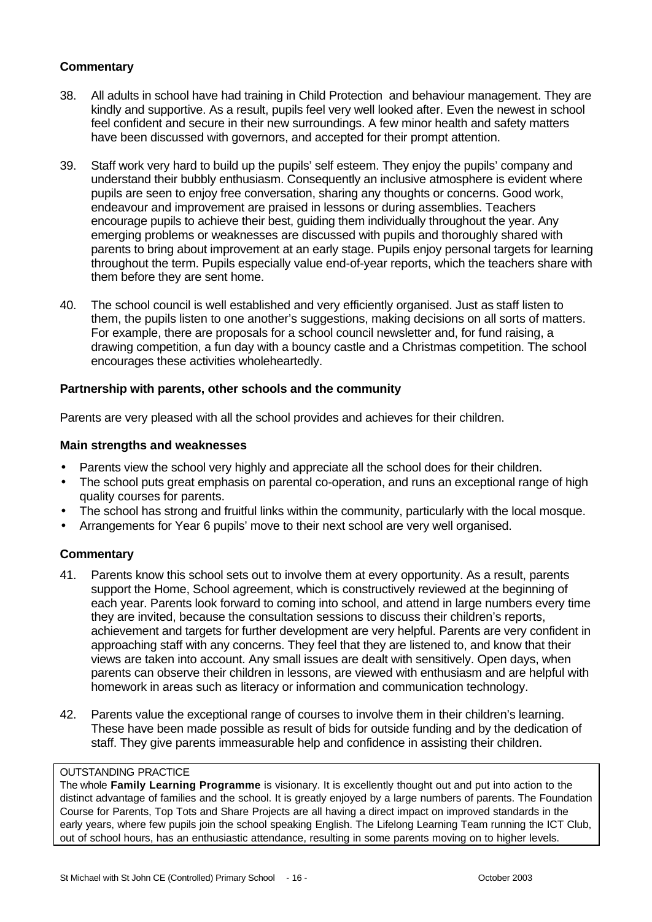### Commentary

38. All adults in school have had training in Child Protection and behaviour management. They are kindly and supportive. As a result, pupils feel very well looked after. Even the newest in school feel confident and secure in their new surroundings. A few minor health and safety matters have been discussed with governors, and accepted for their prompt attention.

39. Staff work very hard to build up the pupils' self esteem. They enjoy the pupils' company and understand their bubbly enthusiasm. Consequently an inclusive atmosphere is evident where pupils are seen to enjoy free conversation, sharing any thoughts or concerns. Good work, endeavour and improvement are praised in lessons or during assemblies. Teachers encourage pupils to achieve their best, guiding them individually throughout the year. Any emerging problems or weaknesses are discussed with pupils and thoroughly shared with parents to bring about improvement at an early stage. Pupils enjoy personal targets for learning throughout the term. Pupils especially value end-of-year reports, which the teachers share with them before they are sent home.

40. The school council is well established and very efficiently organised. Just as staff listen to them, the pupils listen to one another's suggestions, making decisions on all sorts of matters. For example, there are proposals for a school council newsletter and, for fund raising, a drawing competition, a fun day with a bouncy castle and a Christmas competition. The school encourages these activities wholeheartedly.

### Partnership with parents, other schools and the community

Parents are very pleased with all the school provides and achieves for their children.

### Main strengths and weaknesses

- Parents view the school very highly and appreciate all the school does for their children.
- The school puts great emphasis on parental co-operation, and runs an exceptional range of high quality courses for parents.
- The school has strong and fruitful links within the community, particularly with the local mosque.
- Arrangements for Year 6 pupils' move to their next school are very well organised.

### Commentary

41. Parents know this school sets out to involve them at every opportunity. As a result, parents support the Home, School agreement, which is constructively reviewed at the beginning of each year. Parents look forward to coming into school, and attend in large numbers every time they are invited, because the consultation sessions to discuss their children's reports, achievement and targets for further development are very helpful. Parents are very confident in approaching staff with any concerns. They feel that they are listened to, and know that their views are taken into account. Any small issues are dealt with sensitively. Open days, when parents can observe their children in lessons, are viewed with enthusiasm and are helpful with homework in areas such as literacy or information and communication technology.

42. Parents value the exceptional range of courses to involve them in their children's learning. These have been made possible as result of bids for outside funding and by the dedication of staff. They give parents immeasurable help and confidence in assisting their children.

OUTSTANDING PRACTICE

The whole **Family Learning Programme** is visionary. It is excellently thought out and put into action to the distinct advantage of families and the school. It is greatly enjoyed by a large numbers of parents. The Foundation Course for Parents, Top Tots and Share Projects are all having a direct impact on improved standards in the early years, where few pupils join the school speaking English. The Lifelong Learning Team running the ICT Club, out of school hours, has an enthusiastic attendance, resulting in some parents moving on to higher levels.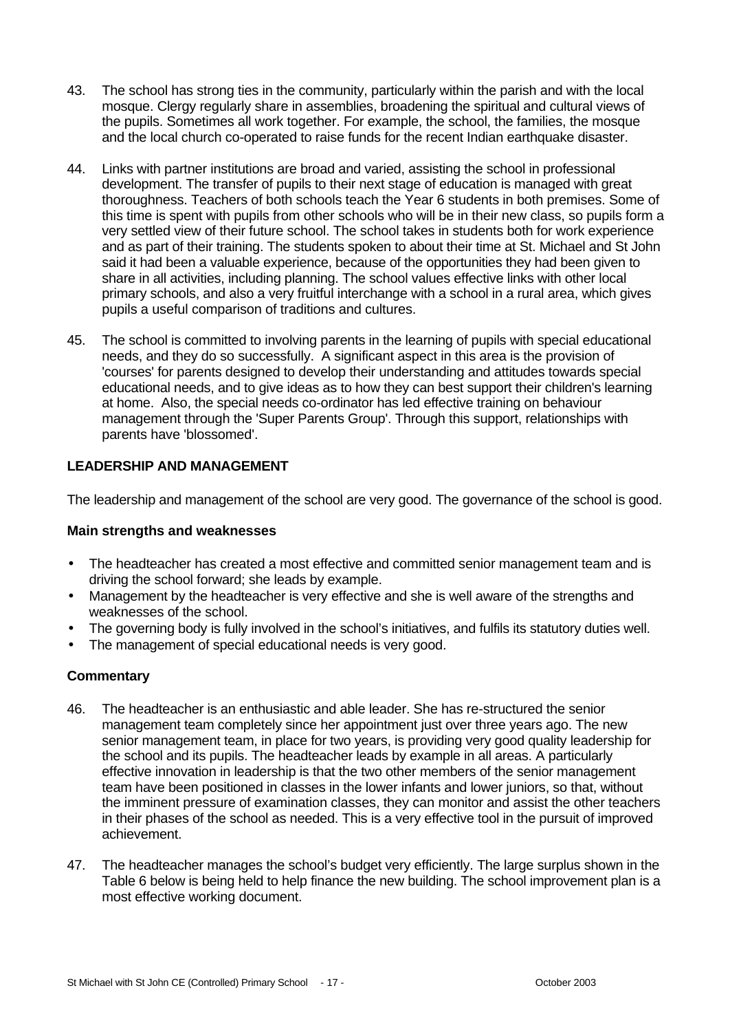43. The school has strong ties in the community, particularly within the parish and with the local mosque. Clergy regularly share in assemblies, broadening the spiritual and cultural views of the pupils. Sometimes all work together. For example, the school, the families, the mosque and the local church co-operated to raise funds for the recent Indian earthquake disaster.

44. Links with partner institutions are broad and varied, assisting the school in professional development. The transfer of pupils to their next stage of education is managed with great thoroughness. Teachers of both schools teach the Year 6 students in both premises. Some of this time is spent with pupils from other schools who will be in their new class, so pupils form a very settled view of their future school. The school takes in students both for work experience and as part of their training. The students spoken to about their time at St. Michael and St John said it had been a valuable experience, because of the opportunities they had been given to share in all activities, including planning. The school values effective links with other local primary schools, and also a very fruitful interchange with a school in a rural area, which gives pupils a useful comparison of traditions and cultures.

45. The school is committed to involving parents in the learning of pupils with special educational needs, and they do so successfully. A significant aspect in this area is the provision of 'courses' for parents designed to develop their understanding and attitudes towards special educational needs, and to give ideas as to how they can best support their children's learning at home. Also, the special needs co-ordinator has led effective training on behaviour management through the 'Super Parents Group'. Through this support, relationships with parents have 'blossomed'.

## LEADERSHIP AND MANAGEMENT

The leadership and management of the school are very good. The governance of the school is good.

### Main strengths and weaknesses

- The headteacher has created a most effective and committed senior management team and is driving the school forward; she leads by example.
- Management by the headteacher is very effective and she is well aware of the strengths and weaknesses of the school.
- The governing body is fully involved in the school's initiatives, and fulfils its statutory duties well.
- The management of special educational needs is very good.

### Commentary

46. The headteacher is an enthusiastic and able leader. She has re-structured the senior management team completely since her appointment just over three years ago. The new senior management team, in place for two years, is providing very good quality leadership for the school and its pupils. The headteacher leads by example in all areas. A particularly effective innovation in leadership is that the two other members of the senior management team have been positioned in classes in the lower infants and lower juniors, so that, without the imminent pressure of examination classes, they can monitor and assist the other teachers in their phases of the school as needed. This is a very effective tool in the pursuit of improved achievement.

47. The headteacher manages the school's budget very efficiently. The large surplus shown in the Table 6 below is being held to help finance the new building. The school improvement plan is a most effective working document.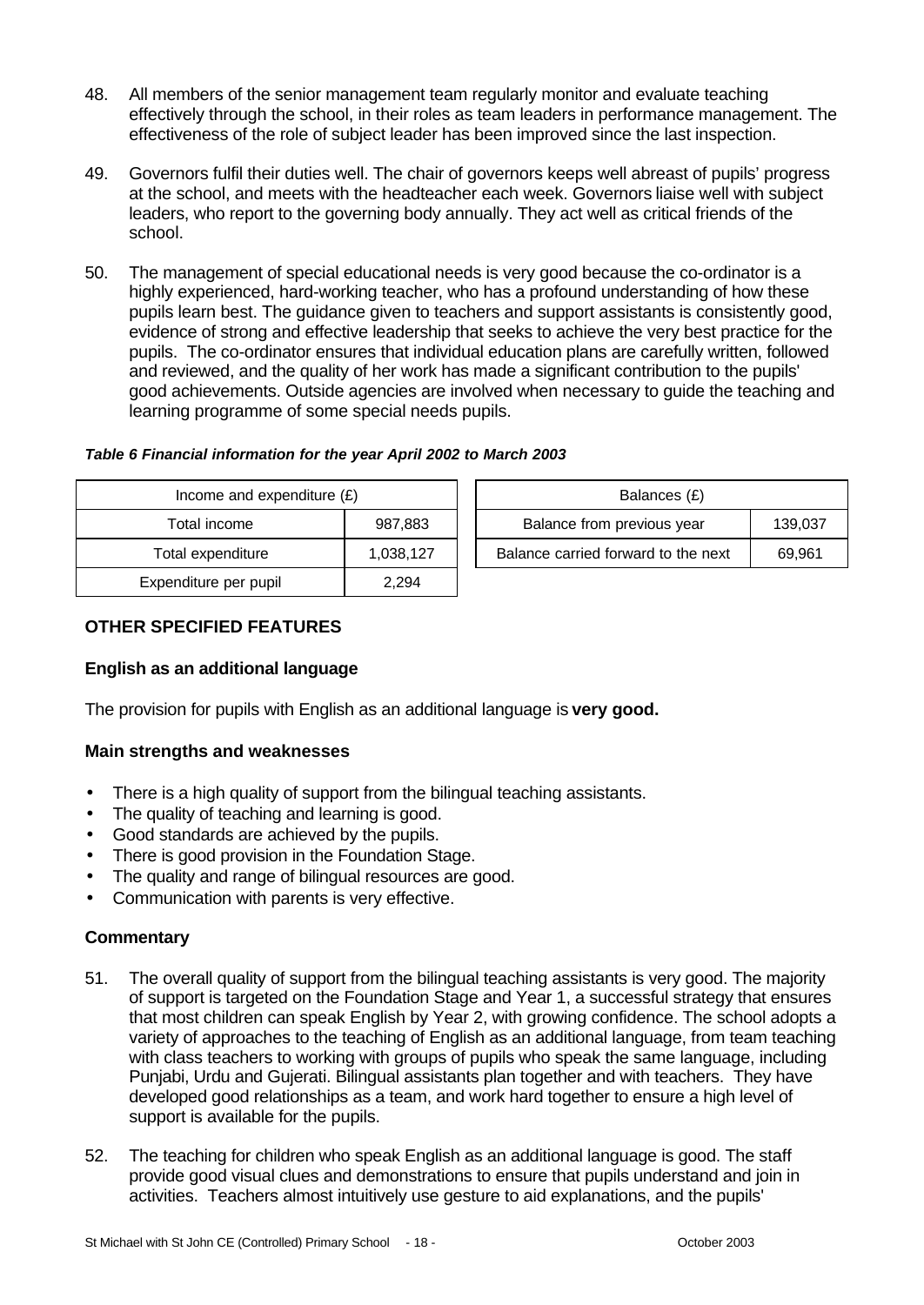48. All members of the senior management team regularly monitor and evaluate teaching effectively through the school, in their roles as team leaders in performance management. The effectiveness of the role of subject leader has been improved since the last inspection.

49. Governors fulfil their duties well. The chair of governors keeps well abreast of pupils' progress at the school, and meets with the headteacher each week. Governors liaise well with subject leaders, who report to the governing body annually. They act well as critical friends of the school.

50. The management of special educational needs is very good because the co-ordinator is a highly experienced, hard-working teacher, who has a profound understanding of how these pupils learn best. The guidance given to teachers and support assistants is consistently good, evidence of strong and effective leadership that seeks to achieve the very best practice for the pupils. The co-ordinator ensures that individual education plans are carefully written, followed and reviewed, and the quality of her work has made a significant contribution to the pupils' good achievements. Outside agencies are involved when necessary to guide the teaching and learning programme of some special needs pupils.

***Table 6 Financial information for the year April 2002 to March 2003***

| Income and expenditure (£) | |
|---|---|
| Total income | 987,883 |
| Total expenditure | 1,038,127 |
| Expenditure per pupil | 2,294 |

| Balances (£) | |
|---|---|
| Balance from previous year | 139,037 |
| Balance carried forward to the next | 69,961 |

## OTHER SPECIFIED FEATURES

### English as an additional language

The provision for pupils with English as an additional language is **very good.**

### Main strengths and weaknesses

- There is a high quality of support from the bilingual teaching assistants.
- The quality of teaching and learning is good.
- Good standards are achieved by the pupils.
- There is good provision in the Foundation Stage.
- The quality and range of bilingual resources are good.
- Communication with parents is very effective.

### Commentary

51. The overall quality of support from the bilingual teaching assistants is very good. The majority of support is targeted on the Foundation Stage and Year 1, a successful strategy that ensures that most children can speak English by Year 2, with growing confidence. The school adopts a variety of approaches to the teaching of English as an additional language, from team teaching with class teachers to working with groups of pupils who speak the same language, including Punjabi, Urdu and Gujerati. Bilingual assistants plan together and with teachers. They have developed good relationships as a team, and work hard together to ensure a high level of support is available for the pupils.

52. The teaching for children who speak English as an additional language is good. The staff provide good visual clues and demonstrations to ensure that pupils understand and join in activities. Teachers almost intuitively use gesture to aid explanations, and the pupils'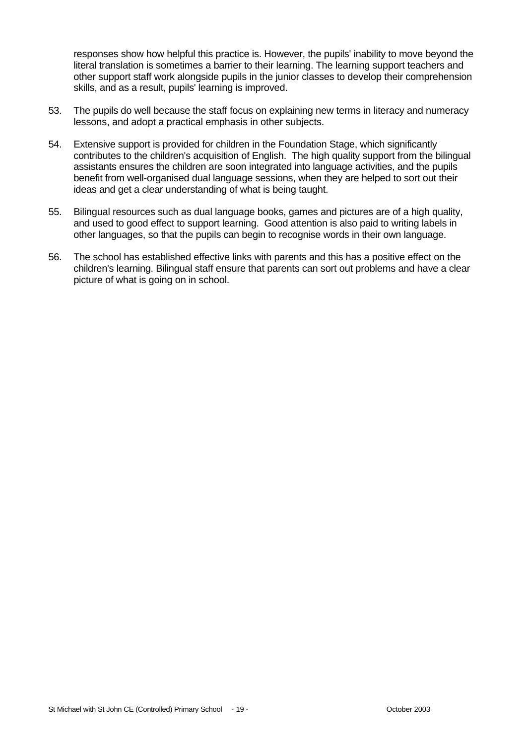responses show how helpful this practice is. However, the pupils' inability to move beyond the literal translation is sometimes a barrier to their learning. The learning support teachers and other support staff work alongside pupils in the junior classes to develop their comprehension skills, and as a result, pupils' learning is improved.

53. The pupils do well because the staff focus on explaining new terms in literacy and numeracy lessons, and adopt a practical emphasis in other subjects.

54. Extensive support is provided for children in the Foundation Stage, which significantly contributes to the children's acquisition of English. The high quality support from the bilingual assistants ensures the children are soon integrated into language activities, and the pupils benefit from well-organised dual language sessions, when they are helped to sort out their ideas and get a clear understanding of what is being taught.

55. Bilingual resources such as dual language books, games and pictures are of a high quality, and used to good effect to support learning. Good attention is also paid to writing labels in other languages, so that the pupils can begin to recognise words in their own language.

56. The school has established effective links with parents and this has a positive effect on the children's learning. Bilingual staff ensure that parents can sort out problems and have a clear picture of what is going on in school.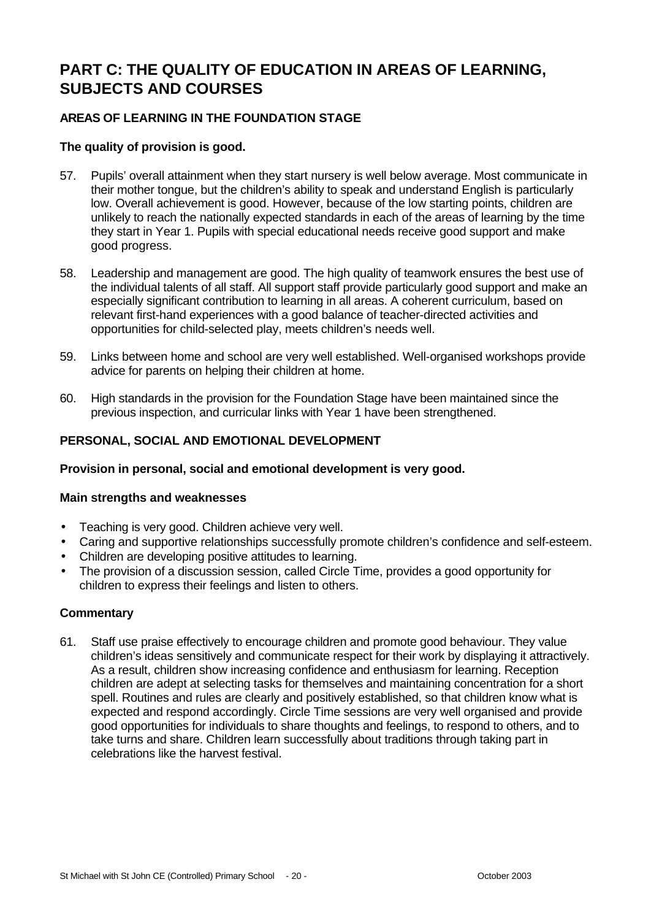# PART C: THE QUALITY OF EDUCATION IN AREAS OF LEARNING, SUBJECTS AND COURSES

## AREAS OF LEARNING IN THE FOUNDATION STAGE

**The quality of provision is good.**

57. Pupils' overall attainment when they start nursery is well below average. Most communicate in their mother tongue, but the children's ability to speak and understand English is particularly low. Overall achievement is good. However, because of the low starting points, children are unlikely to reach the nationally expected standards in each of the areas of learning by the time they start in Year 1. Pupils with special educational needs receive good support and make good progress.

58. Leadership and management are good. The high quality of teamwork ensures the best use of the individual talents of all staff. All support staff provide particularly good support and make an especially significant contribution to learning in all areas. A coherent curriculum, based on relevant first-hand experiences with a good balance of teacher-directed activities and opportunities for child-selected play, meets children's needs well.

59. Links between home and school are very well established. Well-organised workshops provide advice for parents on helping their children at home.

60. High standards in the provision for the Foundation Stage have been maintained since the previous inspection, and curricular links with Year 1 have been strengthened.

## PERSONAL, SOCIAL AND EMOTIONAL DEVELOPMENT

**Provision in personal, social and emotional development is very good.**

### Main strengths and weaknesses

- Teaching is very good. Children achieve very well.
- Caring and supportive relationships successfully promote children's confidence and self-esteem.
- Children are developing positive attitudes to learning.
- The provision of a discussion session, called Circle Time, provides a good opportunity for children to express their feelings and listen to others.

### Commentary

61. Staff use praise effectively to encourage children and promote good behaviour. They value children's ideas sensitively and communicate respect for their work by displaying it attractively. As a result, children show increasing confidence and enthusiasm for learning. Reception children are adept at selecting tasks for themselves and maintaining concentration for a short spell. Routines and rules are clearly and positively established, so that children know what is expected and respond accordingly. Circle Time sessions are very well organised and provide good opportunities for individuals to share thoughts and feelings, to respond to others, and to take turns and share. Children learn successfully about traditions through taking part in celebrations like the harvest festival.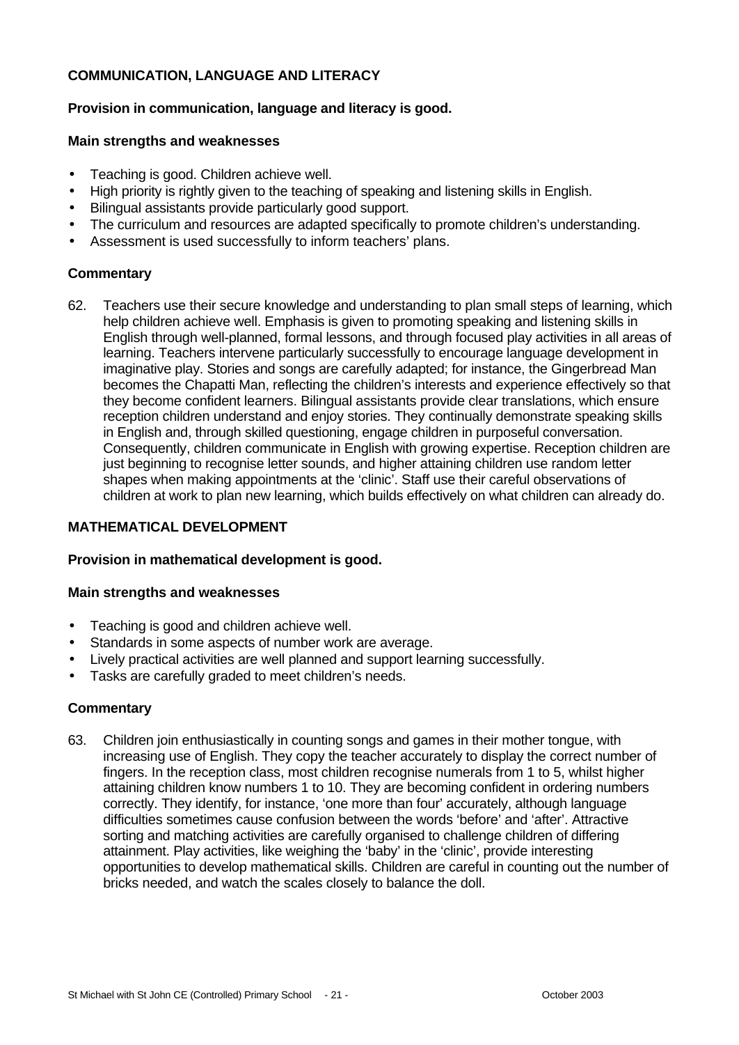## COMMUNICATION, LANGUAGE AND LITERACY

**Provision in communication, language and literacy is good.**

**Main strengths and weaknesses**

- Teaching is good. Children achieve well.
- High priority is rightly given to the teaching of speaking and listening skills in English.
- Bilingual assistants provide particularly good support.
- The curriculum and resources are adapted specifically to promote children's understanding.
- Assessment is used successfully to inform teachers' plans.

**Commentary**

62. Teachers use their secure knowledge and understanding to plan small steps of learning, which help children achieve well. Emphasis is given to promoting speaking and listening skills in English through well-planned, formal lessons, and through focused play activities in all areas of learning. Teachers intervene particularly successfully to encourage language development in imaginative play. Stories and songs are carefully adapted; for instance, the Gingerbread Man becomes the Chapatti Man, reflecting the children's interests and experience effectively so that they become confident learners. Bilingual assistants provide clear translations, which ensure reception children understand and enjoy stories. They continually demonstrate speaking skills in English and, through skilled questioning, engage children in purposeful conversation. Consequently, children communicate in English with growing expertise. Reception children are just beginning to recognise letter sounds, and higher attaining children use random letter shapes when making appointments at the 'clinic'. Staff use their careful observations of children at work to plan new learning, which builds effectively on what children can already do.

## MATHEMATICAL DEVELOPMENT

**Provision in mathematical development is good.**

**Main strengths and weaknesses**

- Teaching is good and children achieve well.
- Standards in some aspects of number work are average.
- Lively practical activities are well planned and support learning successfully.
- Tasks are carefully graded to meet children's needs.

**Commentary**

63. Children join enthusiastically in counting songs and games in their mother tongue, with increasing use of English. They copy the teacher accurately to display the correct number of fingers. In the reception class, most children recognise numerals from 1 to 5, whilst higher attaining children know numbers 1 to 10. They are becoming confident in ordering numbers correctly. They identify, for instance, 'one more than four' accurately, although language difficulties sometimes cause confusion between the words 'before' and 'after'. Attractive sorting and matching activities are carefully organised to challenge children of differing attainment. Play activities, like weighing the 'baby' in the 'clinic', provide interesting opportunities to develop mathematical skills. Children are careful in counting out the number of bricks needed, and watch the scales closely to balance the doll.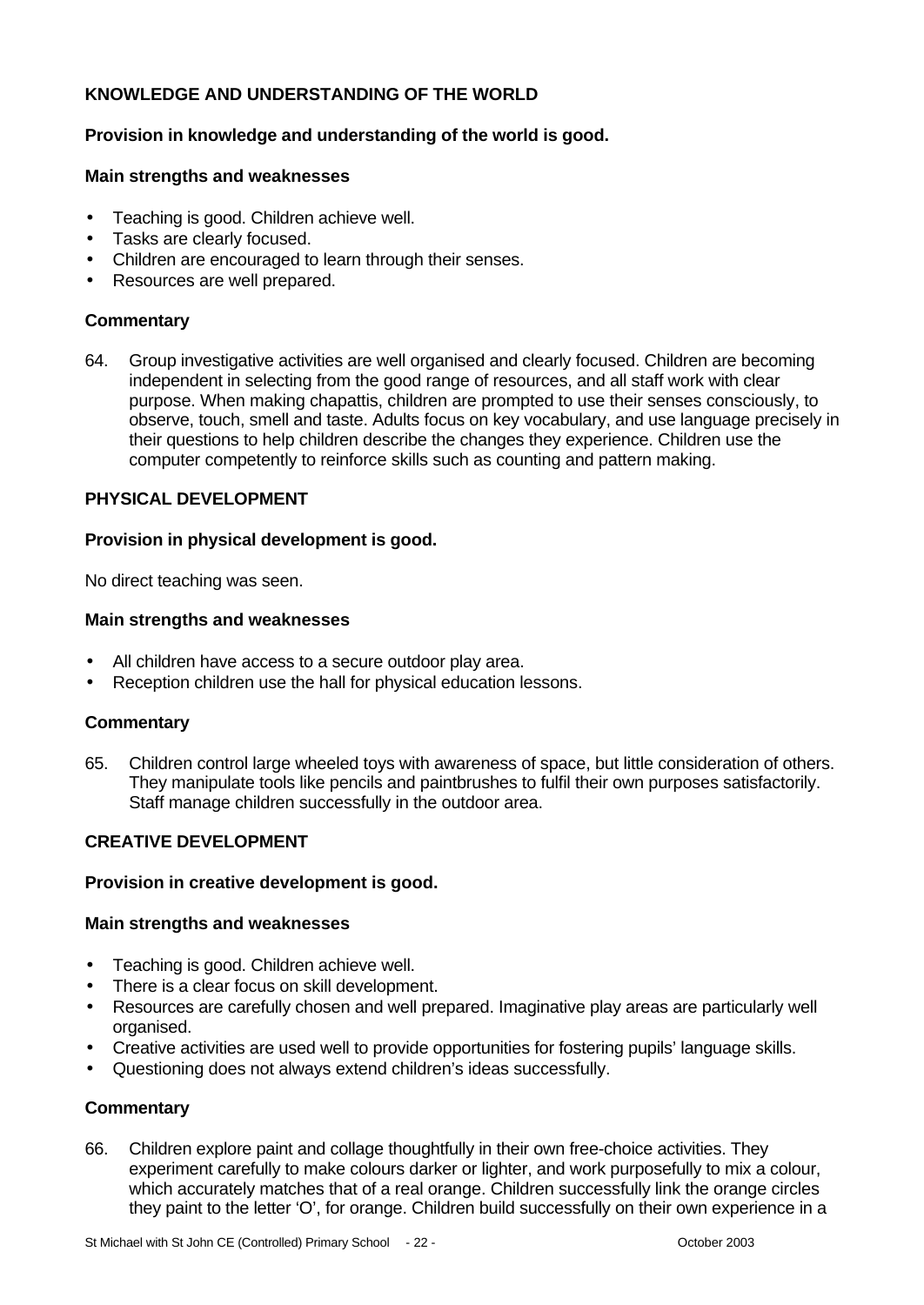## KNOWLEDGE AND UNDERSTANDING OF THE WORLD

**Provision in knowledge and understanding of the world is good.**

**Main strengths and weaknesses**

- Teaching is good. Children achieve well.
- Tasks are clearly focused.
- Children are encouraged to learn through their senses.
- Resources are well prepared.

**Commentary**

64. Group investigative activities are well organised and clearly focused. Children are becoming independent in selecting from the good range of resources, and all staff work with clear purpose. When making chapattis, children are prompted to use their senses consciously, to observe, touch, smell and taste. Adults focus on key vocabulary, and use language precisely in their questions to help children describe the changes they experience. Children use the computer competently to reinforce skills such as counting and pattern making.

## PHYSICAL DEVELOPMENT

**Provision in physical development is good.**

No direct teaching was seen.

**Main strengths and weaknesses**

- All children have access to a secure outdoor play area.
- Reception children use the hall for physical education lessons.

**Commentary**

65. Children control large wheeled toys with awareness of space, but little consideration of others. They manipulate tools like pencils and paintbrushes to fulfil their own purposes satisfactorily. Staff manage children successfully in the outdoor area.

## CREATIVE DEVELOPMENT

**Provision in creative development is good.**

**Main strengths and weaknesses**

- Teaching is good. Children achieve well.
- There is a clear focus on skill development.
- Resources are carefully chosen and well prepared. Imaginative play areas are particularly well organised.
- Creative activities are used well to provide opportunities for fostering pupils' language skills.
- Questioning does not always extend children's ideas successfully.

**Commentary**

66. Children explore paint and collage thoughtfully in their own free-choice activities. They experiment carefully to make colours darker or lighter, and work purposefully to mix a colour, which accurately matches that of a real orange. Children successfully link the orange circles they paint to the letter 'O', for orange. Children build successfully on their own experience in a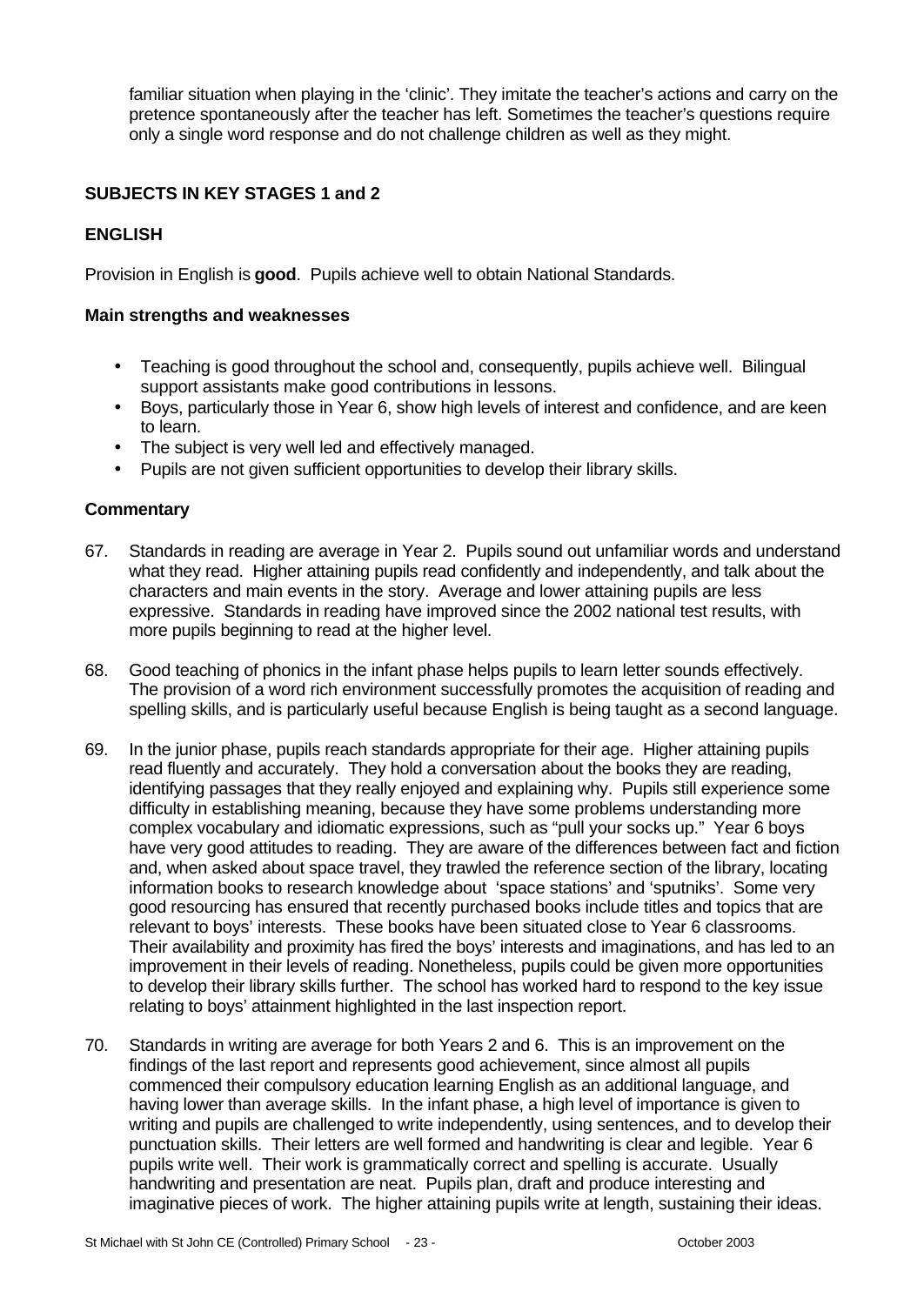familiar situation when playing in the 'clinic'. They imitate the teacher's actions and carry on the pretence spontaneously after the teacher has left. Sometimes the teacher's questions require only a single word response and do not challenge children as well as they might.

## SUBJECTS IN KEY STAGES 1 and 2

### ENGLISH

Provision in English is **good**. Pupils achieve well to obtain National Standards.

#### Main strengths and weaknesses

- Teaching is good throughout the school and, consequently, pupils achieve well. Bilingual support assistants make good contributions in lessons.
- Boys, particularly those in Year 6, show high levels of interest and confidence, and are keen to learn.
- The subject is very well led and effectively managed.
- Pupils are not given sufficient opportunities to develop their library skills.

#### Commentary

67. Standards in reading are average in Year 2. Pupils sound out unfamiliar words and understand what they read. Higher attaining pupils read confidently and independently, and talk about the characters and main events in the story. Average and lower attaining pupils are less expressive. Standards in reading have improved since the 2002 national test results, with more pupils beginning to read at the higher level.

68. Good teaching of phonics in the infant phase helps pupils to learn letter sounds effectively. The provision of a word rich environment successfully promotes the acquisition of reading and spelling skills, and is particularly useful because English is being taught as a second language.

69. In the junior phase, pupils reach standards appropriate for their age. Higher attaining pupils read fluently and accurately. They hold a conversation about the books they are reading, identifying passages that they really enjoyed and explaining why. Pupils still experience some difficulty in establishing meaning, because they have some problems understanding more complex vocabulary and idiomatic expressions, such as "pull your socks up." Year 6 boys have very good attitudes to reading. They are aware of the differences between fact and fiction and, when asked about space travel, they trawled the reference section of the library, locating information books to research knowledge about 'space stations' and 'sputniks'. Some very good resourcing has ensured that recently purchased books include titles and topics that are relevant to boys' interests. These books have been situated close to Year 6 classrooms. Their availability and proximity has fired the boys' interests and imaginations, and has led to an improvement in their levels of reading. Nonetheless, pupils could be given more opportunities to develop their library skills further. The school has worked hard to respond to the key issue relating to boys' attainment highlighted in the last inspection report.

70. Standards in writing are average for both Years 2 and 6. This is an improvement on the findings of the last report and represents good achievement, since almost all pupils commenced their compulsory education learning English as an additional language, and having lower than average skills. In the infant phase, a high level of importance is given to writing and pupils are challenged to write independently, using sentences, and to develop their punctuation skills. Their letters are well formed and handwriting is clear and legible. Year 6 pupils write well. Their work is grammatically correct and spelling is accurate. Usually handwriting and presentation are neat. Pupils plan, draft and produce interesting and imaginative pieces of work. The higher attaining pupils write at length, sustaining their ideas.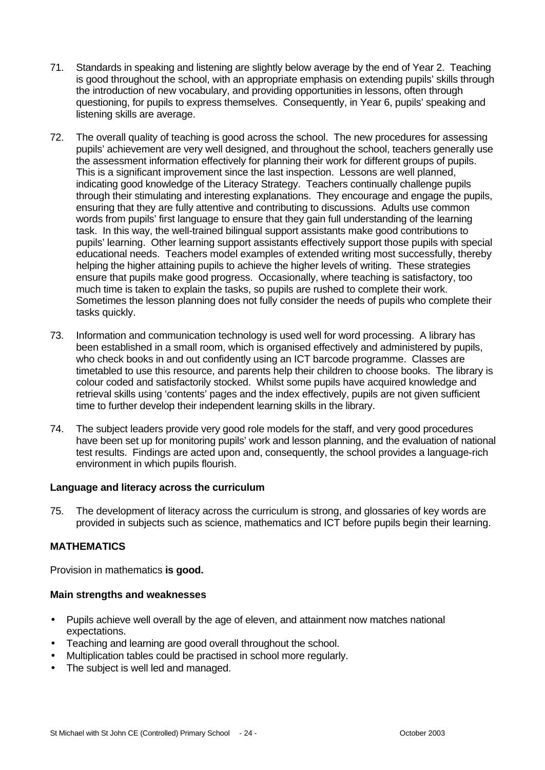71. Standards in speaking and listening are slightly below average by the end of Year 2. Teaching is good throughout the school, with an appropriate emphasis on extending pupils' skills through the introduction of new vocabulary, and providing opportunities in lessons, often through questioning, for pupils to express themselves. Consequently, in Year 6, pupils' speaking and listening skills are average.

72. The overall quality of teaching is good across the school. The new procedures for assessing pupils' achievement are very well designed, and throughout the school, teachers generally use the assessment information effectively for planning their work for different groups of pupils. This is a significant improvement since the last inspection. Lessons are well planned, indicating good knowledge of the Literacy Strategy. Teachers continually challenge pupils through their stimulating and interesting explanations. They encourage and engage the pupils, ensuring that they are fully attentive and contributing to discussions. Adults use common words from pupils' first language to ensure that they gain full understanding of the learning task. In this way, the well-trained bilingual support assistants make good contributions to pupils' learning. Other learning support assistants effectively support those pupils with special educational needs. Teachers model examples of extended writing most successfully, thereby helping the higher attaining pupils to achieve the higher levels of writing. These strategies ensure that pupils make good progress. Occasionally, where teaching is satisfactory, too much time is taken to explain the tasks, so pupils are rushed to complete their work. Sometimes the lesson planning does not fully consider the needs of pupils who complete their tasks quickly.

73. Information and communication technology is used well for word processing. A library has been established in a small room, which is organised effectively and administered by pupils, who check books in and out confidently using an ICT barcode programme. Classes are timetabled to use this resource, and parents help their children to choose books. The library is colour coded and satisfactorily stocked. Whilst some pupils have acquired knowledge and retrieval skills using 'contents' pages and the index effectively, pupils are not given sufficient time to further develop their independent learning skills in the library.

74. The subject leaders provide very good role models for the staff, and very good procedures have been set up for monitoring pupils' work and lesson planning, and the evaluation of national test results. Findings are acted upon and, consequently, the school provides a language-rich environment in which pupils flourish.

### Language and literacy across the curriculum

75. The development of literacy across the curriculum is strong, and glossaries of key words are provided in subjects such as science, mathematics and ICT before pupils begin their learning.

## MATHEMATICS

Provision in mathematics **is good.**

### Main strengths and weaknesses

- Pupils achieve well overall by the age of eleven, and attainment now matches national expectations.
- Teaching and learning are good overall throughout the school.
- Multiplication tables could be practised in school more regularly.
- The subject is well led and managed.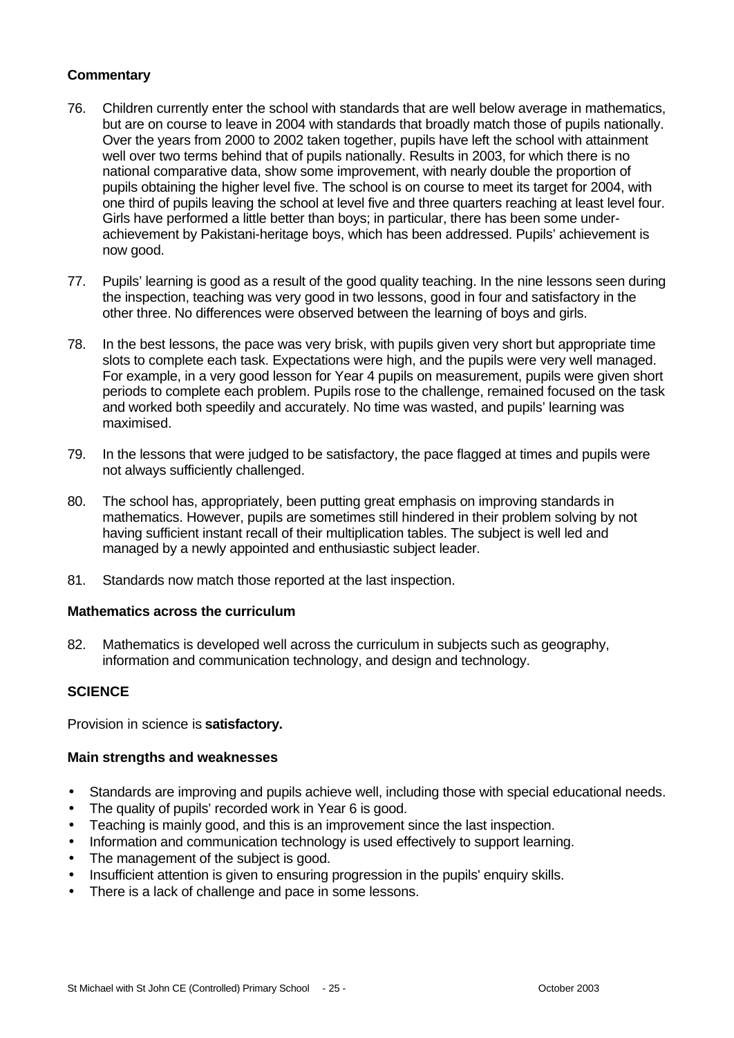**Commentary**

76. Children currently enter the school with standards that are well below average in mathematics, but are on course to leave in 2004 with standards that broadly match those of pupils nationally. Over the years from 2000 to 2002 taken together, pupils have left the school with attainment well over two terms behind that of pupils nationally. Results in 2003, for which there is no national comparative data, show some improvement, with nearly double the proportion of pupils obtaining the higher level five. The school is on course to meet its target for 2004, with one third of pupils leaving the school at level five and three quarters reaching at least level four. Girls have performed a little better than boys; in particular, there has been some under-achievement by Pakistani-heritage boys, which has been addressed. Pupils' achievement is now good.

77. Pupils' learning is good as a result of the good quality teaching. In the nine lessons seen during the inspection, teaching was very good in two lessons, good in four and satisfactory in the other three. No differences were observed between the learning of boys and girls.

78. In the best lessons, the pace was very brisk, with pupils given very short but appropriate time slots to complete each task. Expectations were high, and the pupils were very well managed. For example, in a very good lesson for Year 4 pupils on measurement, pupils were given short periods to complete each problem. Pupils rose to the challenge, remained focused on the task and worked both speedily and accurately. No time was wasted, and pupils' learning was maximised.

79. In the lessons that were judged to be satisfactory, the pace flagged at times and pupils were not always sufficiently challenged.

80. The school has, appropriately, been putting great emphasis on improving standards in mathematics. However, pupils are sometimes still hindered in their problem solving by not having sufficient instant recall of their multiplication tables. The subject is well led and managed by a newly appointed and enthusiastic subject leader.

81. Standards now match those reported at the last inspection.

**Mathematics across the curriculum**

82. Mathematics is developed well across the curriculum in subjects such as geography, information and communication technology, and design and technology.

## SCIENCE

Provision in science is **satisfactory.**

**Main strengths and weaknesses**

- Standards are improving and pupils achieve well, including those with special educational needs.
- The quality of pupils' recorded work in Year 6 is good.
- Teaching is mainly good, and this is an improvement since the last inspection.
- Information and communication technology is used effectively to support learning.
- The management of the subject is good.
- Insufficient attention is given to ensuring progression in the pupils' enquiry skills.
- There is a lack of challenge and pace in some lessons.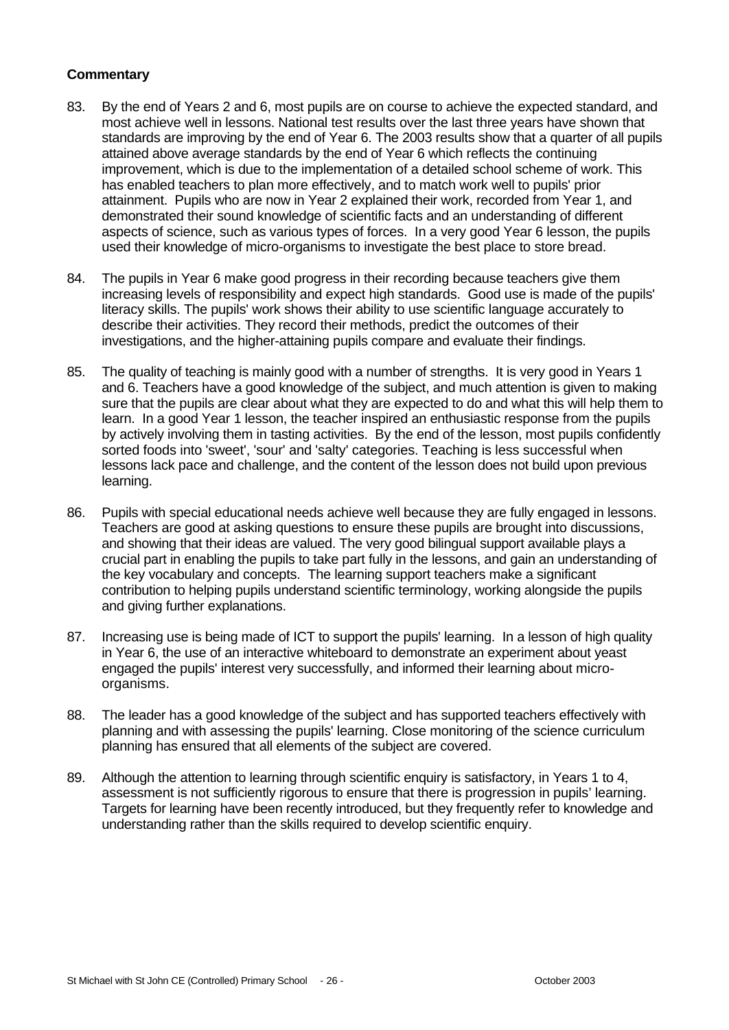**Commentary**

83. By the end of Years 2 and 6, most pupils are on course to achieve the expected standard, and most achieve well in lessons. National test results over the last three years have shown that standards are improving by the end of Year 6. The 2003 results show that a quarter of all pupils attained above average standards by the end of Year 6 which reflects the continuing improvement, which is due to the implementation of a detailed school scheme of work. This has enabled teachers to plan more effectively, and to match work well to pupils' prior attainment. Pupils who are now in Year 2 explained their work, recorded from Year 1, and demonstrated their sound knowledge of scientific facts and an understanding of different aspects of science, such as various types of forces. In a very good Year 6 lesson, the pupils used their knowledge of micro-organisms to investigate the best place to store bread.

84. The pupils in Year 6 make good progress in their recording because teachers give them increasing levels of responsibility and expect high standards. Good use is made of the pupils' literacy skills. The pupils' work shows their ability to use scientific language accurately to describe their activities. They record their methods, predict the outcomes of their investigations, and the higher-attaining pupils compare and evaluate their findings.

85. The quality of teaching is mainly good with a number of strengths. It is very good in Years 1 and 6. Teachers have a good knowledge of the subject, and much attention is given to making sure that the pupils are clear about what they are expected to do and what this will help them to learn. In a good Year 1 lesson, the teacher inspired an enthusiastic response from the pupils by actively involving them in tasting activities. By the end of the lesson, most pupils confidently sorted foods into 'sweet', 'sour' and 'salty' categories. Teaching is less successful when lessons lack pace and challenge, and the content of the lesson does not build upon previous learning.

86. Pupils with special educational needs achieve well because they are fully engaged in lessons. Teachers are good at asking questions to ensure these pupils are brought into discussions, and showing that their ideas are valued. The very good bilingual support available plays a crucial part in enabling the pupils to take part fully in the lessons, and gain an understanding of the key vocabulary and concepts. The learning support teachers make a significant contribution to helping pupils understand scientific terminology, working alongside the pupils and giving further explanations.

87. Increasing use is being made of ICT to support the pupils' learning. In a lesson of high quality in Year 6, the use of an interactive whiteboard to demonstrate an experiment about yeast engaged the pupils' interest very successfully, and informed their learning about micro-organisms.

88. The leader has a good knowledge of the subject and has supported teachers effectively with planning and with assessing the pupils' learning. Close monitoring of the science curriculum planning has ensured that all elements of the subject are covered.

89. Although the attention to learning through scientific enquiry is satisfactory, in Years 1 to 4, assessment is not sufficiently rigorous to ensure that there is progression in pupils' learning. Targets for learning have been recently introduced, but they frequently refer to knowledge and understanding rather than the skills required to develop scientific enquiry.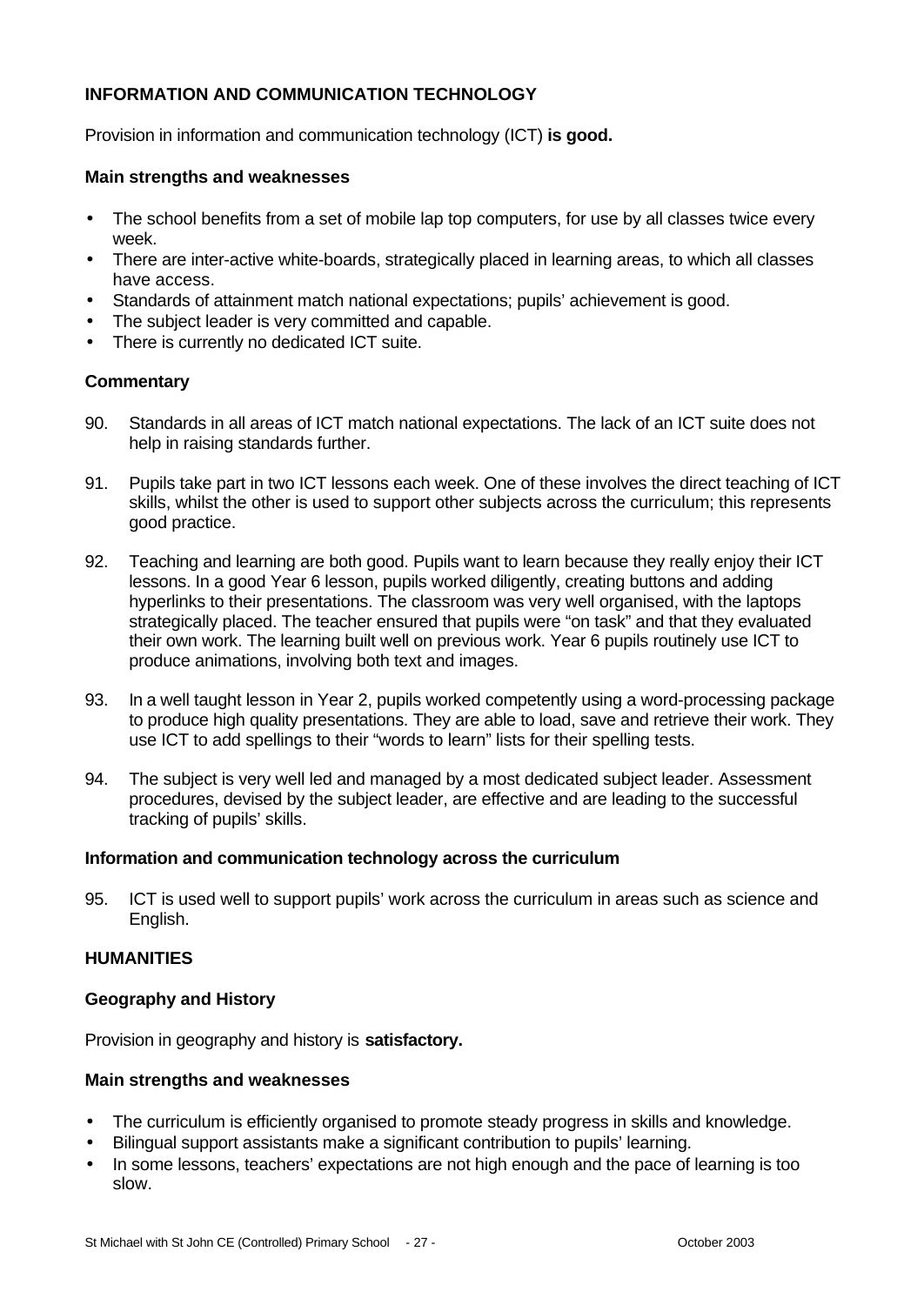## INFORMATION AND COMMUNICATION TECHNOLOGY

Provision in information and communication technology (ICT) **is good.**

### Main strengths and weaknesses

- The school benefits from a set of mobile lap top computers, for use by all classes twice every week.
- There are inter-active white-boards, strategically placed in learning areas, to which all classes have access.
- Standards of attainment match national expectations; pupils' achievement is good.
- The subject leader is very committed and capable.
- There is currently no dedicated ICT suite.

### Commentary

90. Standards in all areas of ICT match national expectations. The lack of an ICT suite does not help in raising standards further.

91. Pupils take part in two ICT lessons each week. One of these involves the direct teaching of ICT skills, whilst the other is used to support other subjects across the curriculum; this represents good practice.

92. Teaching and learning are both good. Pupils want to learn because they really enjoy their ICT lessons. In a good Year 6 lesson, pupils worked diligently, creating buttons and adding hyperlinks to their presentations. The classroom was very well organised, with the laptops strategically placed. The teacher ensured that pupils were "on task" and that they evaluated their own work. The learning built well on previous work. Year 6 pupils routinely use ICT to produce animations, involving both text and images.

93. In a well taught lesson in Year 2, pupils worked competently using a word-processing package to produce high quality presentations. They are able to load, save and retrieve their work. They use ICT to add spellings to their "words to learn" lists for their spelling tests.

94. The subject is very well led and managed by a most dedicated subject leader. Assessment procedures, devised by the subject leader, are effective and are leading to the successful tracking of pupils' skills.

### Information and communication technology across the curriculum

95. ICT is used well to support pupils' work across the curriculum in areas such as science and English.

## HUMANITIES

### Geography and History

Provision in geography and history is **satisfactory.**

### Main strengths and weaknesses

- The curriculum is efficiently organised to promote steady progress in skills and knowledge.
- Bilingual support assistants make a significant contribution to pupils' learning.
- In some lessons, teachers' expectations are not high enough and the pace of learning is too slow.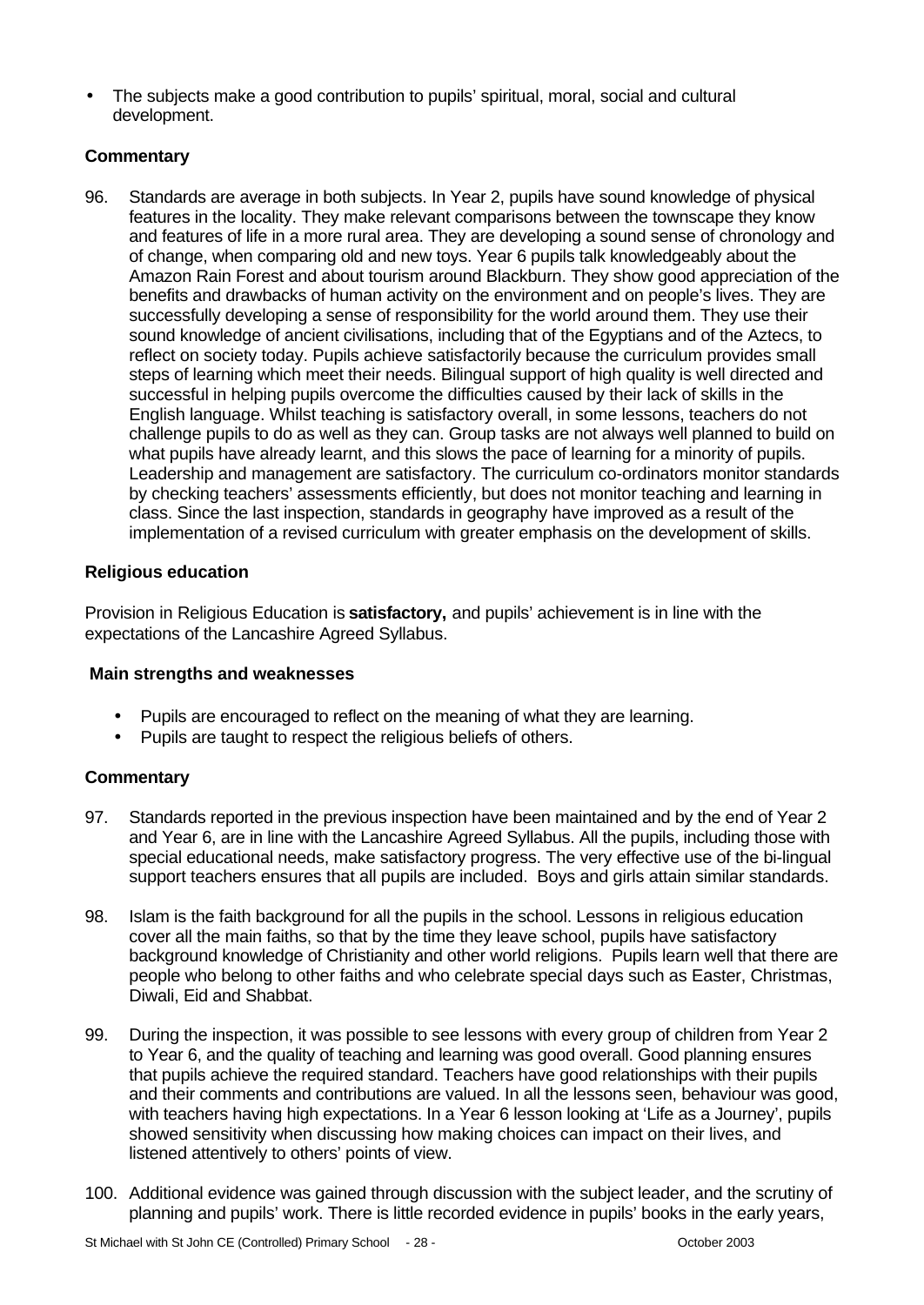- The subjects make a good contribution to pupils' spiritual, moral, social and cultural development.

### Commentary

96. Standards are average in both subjects. In Year 2, pupils have sound knowledge of physical features in the locality. They make relevant comparisons between the townscape they know and features of life in a more rural area. They are developing a sound sense of chronology and of change, when comparing old and new toys. Year 6 pupils talk knowledgeably about the Amazon Rain Forest and about tourism around Blackburn. They show good appreciation of the benefits and drawbacks of human activity on the environment and on people's lives. They are successfully developing a sense of responsibility for the world around them. They use their sound knowledge of ancient civilisations, including that of the Egyptians and of the Aztecs, to reflect on society today. Pupils achieve satisfactorily because the curriculum provides small steps of learning which meet their needs. Bilingual support of high quality is well directed and successful in helping pupils overcome the difficulties caused by their lack of skills in the English language. Whilst teaching is satisfactory overall, in some lessons, teachers do not challenge pupils to do as well as they can. Group tasks are not always well planned to build on what pupils have already learnt, and this slows the pace of learning for a minority of pupils. Leadership and management are satisfactory. The curriculum co-ordinators monitor standards by checking teachers' assessments efficiently, but does not monitor teaching and learning in class. Since the last inspection, standards in geography have improved as a result of the implementation of a revised curriculum with greater emphasis on the development of skills.

### Religious education

Provision in Religious Education is **satisfactory,** and pupils' achievement is in line with the expectations of the Lancashire Agreed Syllabus.

#### Main strengths and weaknesses

- Pupils are encouraged to reflect on the meaning of what they are learning.
- Pupils are taught to respect the religious beliefs of others.

### Commentary

97. Standards reported in the previous inspection have been maintained and by the end of Year 2 and Year 6, are in line with the Lancashire Agreed Syllabus. All the pupils, including those with special educational needs, make satisfactory progress. The very effective use of the bi-lingual support teachers ensures that all pupils are included. Boys and girls attain similar standards.

98. Islam is the faith background for all the pupils in the school. Lessons in religious education cover all the main faiths, so that by the time they leave school, pupils have satisfactory background knowledge of Christianity and other world religions. Pupils learn well that there are people who belong to other faiths and who celebrate special days such as Easter, Christmas, Diwali, Eid and Shabbat.

99. During the inspection, it was possible to see lessons with every group of children from Year 2 to Year 6, and the quality of teaching and learning was good overall. Good planning ensures that pupils achieve the required standard. Teachers have good relationships with their pupils and their comments and contributions are valued. In all the lessons seen, behaviour was good, with teachers having high expectations. In a Year 6 lesson looking at 'Life as a Journey', pupils showed sensitivity when discussing how making choices can impact on their lives, and listened attentively to others' points of view.

100. Additional evidence was gained through discussion with the subject leader, and the scrutiny of planning and pupils' work. There is little recorded evidence in pupils' books in the early years,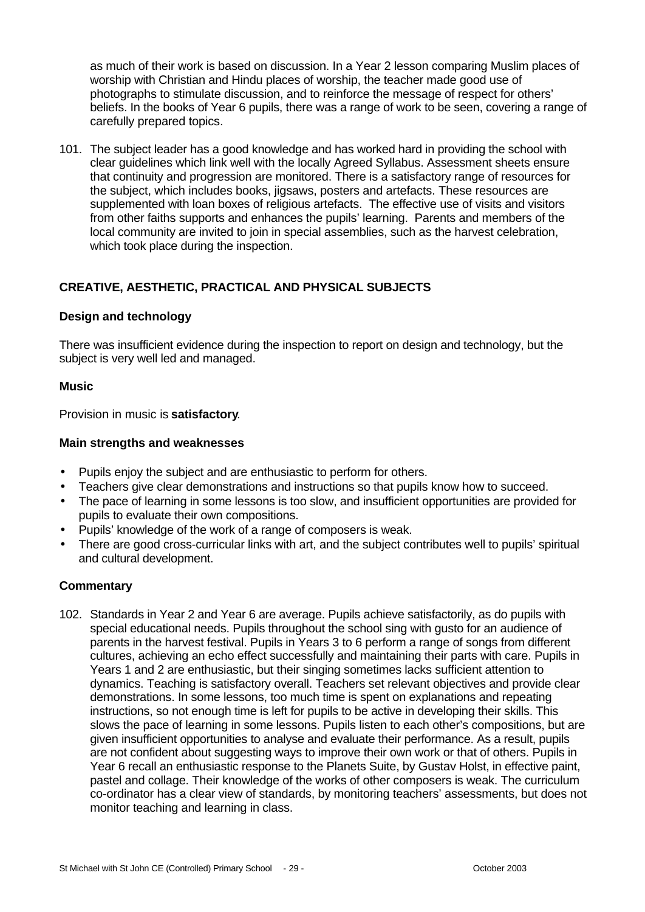as much of their work is based on discussion. In a Year 2 lesson comparing Muslim places of worship with Christian and Hindu places of worship, the teacher made good use of photographs to stimulate discussion, and to reinforce the message of respect for others' beliefs. In the books of Year 6 pupils, there was a range of work to be seen, covering a range of carefully prepared topics.

101. The subject leader has a good knowledge and has worked hard in providing the school with clear guidelines which link well with the locally Agreed Syllabus. Assessment sheets ensure that continuity and progression are monitored. There is a satisfactory range of resources for the subject, which includes books, jigsaws, posters and artefacts. These resources are supplemented with loan boxes of religious artefacts. The effective use of visits and visitors from other faiths supports and enhances the pupils' learning. Parents and members of the local community are invited to join in special assemblies, such as the harvest celebration, which took place during the inspection.

## CREATIVE, AESTHETIC, PRACTICAL AND PHYSICAL SUBJECTS

### Design and technology

There was insufficient evidence during the inspection to report on design and technology, but the subject is very well led and managed.

### Music

Provision in music is **satisfactory**.

#### Main strengths and weaknesses

- Pupils enjoy the subject and are enthusiastic to perform for others.
- Teachers give clear demonstrations and instructions so that pupils know how to succeed.
- The pace of learning in some lessons is too slow, and insufficient opportunities are provided for pupils to evaluate their own compositions.
- Pupils' knowledge of the work of a range of composers is weak.
- There are good cross-curricular links with art, and the subject contributes well to pupils' spiritual and cultural development.

#### Commentary

102. Standards in Year 2 and Year 6 are average. Pupils achieve satisfactorily, as do pupils with special educational needs. Pupils throughout the school sing with gusto for an audience of parents in the harvest festival. Pupils in Years 3 to 6 perform a range of songs from different cultures, achieving an echo effect successfully and maintaining their parts with care. Pupils in Years 1 and 2 are enthusiastic, but their singing sometimes lacks sufficient attention to dynamics. Teaching is satisfactory overall. Teachers set relevant objectives and provide clear demonstrations. In some lessons, too much time is spent on explanations and repeating instructions, so not enough time is left for pupils to be active in developing their skills. This slows the pace of learning in some lessons. Pupils listen to each other's compositions, but are given insufficient opportunities to analyse and evaluate their performance. As a result, pupils are not confident about suggesting ways to improve their own work or that of others. Pupils in Year 6 recall an enthusiastic response to the Planets Suite, by Gustav Holst, in effective paint, pastel and collage. Their knowledge of the works of other composers is weak. The curriculum co-ordinator has a clear view of standards, by monitoring teachers' assessments, but does not monitor teaching and learning in class.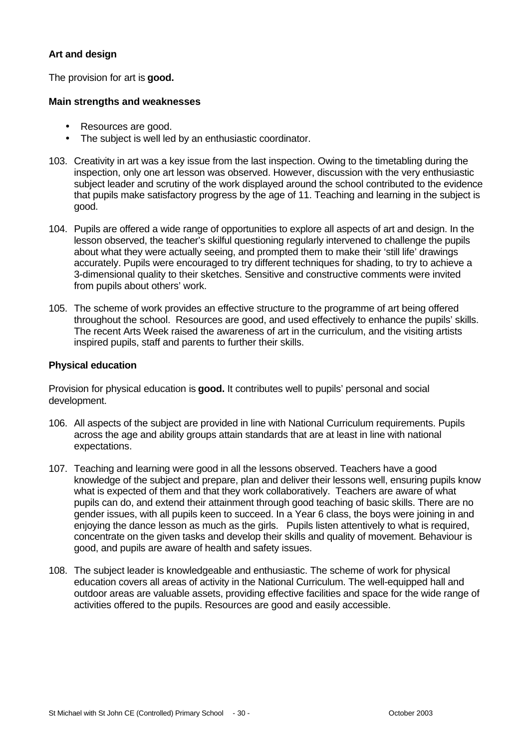### Art and design

The provision for art is **good.**

#### Main strengths and weaknesses

- Resources are good.
- The subject is well led by an enthusiastic coordinator.

103. Creativity in art was a key issue from the last inspection. Owing to the timetabling during the inspection, only one art lesson was observed. However, discussion with the very enthusiastic subject leader and scrutiny of the work displayed around the school contributed to the evidence that pupils make satisfactory progress by the age of 11. Teaching and learning in the subject is good.

104. Pupils are offered a wide range of opportunities to explore all aspects of art and design. In the lesson observed, the teacher's skilful questioning regularly intervened to challenge the pupils about what they were actually seeing, and prompted them to make their 'still life' drawings accurately. Pupils were encouraged to try different techniques for shading, to try to achieve a 3-dimensional quality to their sketches. Sensitive and constructive comments were invited from pupils about others' work.

105. The scheme of work provides an effective structure to the programme of art being offered throughout the school. Resources are good, and used effectively to enhance the pupils' skills. The recent Arts Week raised the awareness of art in the curriculum, and the visiting artists inspired pupils, staff and parents to further their skills.

### Physical education

Provision for physical education is **good.** It contributes well to pupils' personal and social development.

106. All aspects of the subject are provided in line with National Curriculum requirements. Pupils across the age and ability groups attain standards that are at least in line with national expectations.

107. Teaching and learning were good in all the lessons observed. Teachers have a good knowledge of the subject and prepare, plan and deliver their lessons well, ensuring pupils know what is expected of them and that they work collaboratively. Teachers are aware of what pupils can do, and extend their attainment through good teaching of basic skills. There are no gender issues, with all pupils keen to succeed. In a Year 6 class, the boys were joining in and enjoying the dance lesson as much as the girls. Pupils listen attentively to what is required, concentrate on the given tasks and develop their skills and quality of movement. Behaviour is good, and pupils are aware of health and safety issues.

108. The subject leader is knowledgeable and enthusiastic. The scheme of work for physical education covers all areas of activity in the National Curriculum. The well-equipped hall and outdoor areas are valuable assets, providing effective facilities and space for the wide range of activities offered to the pupils. Resources are good and easily accessible.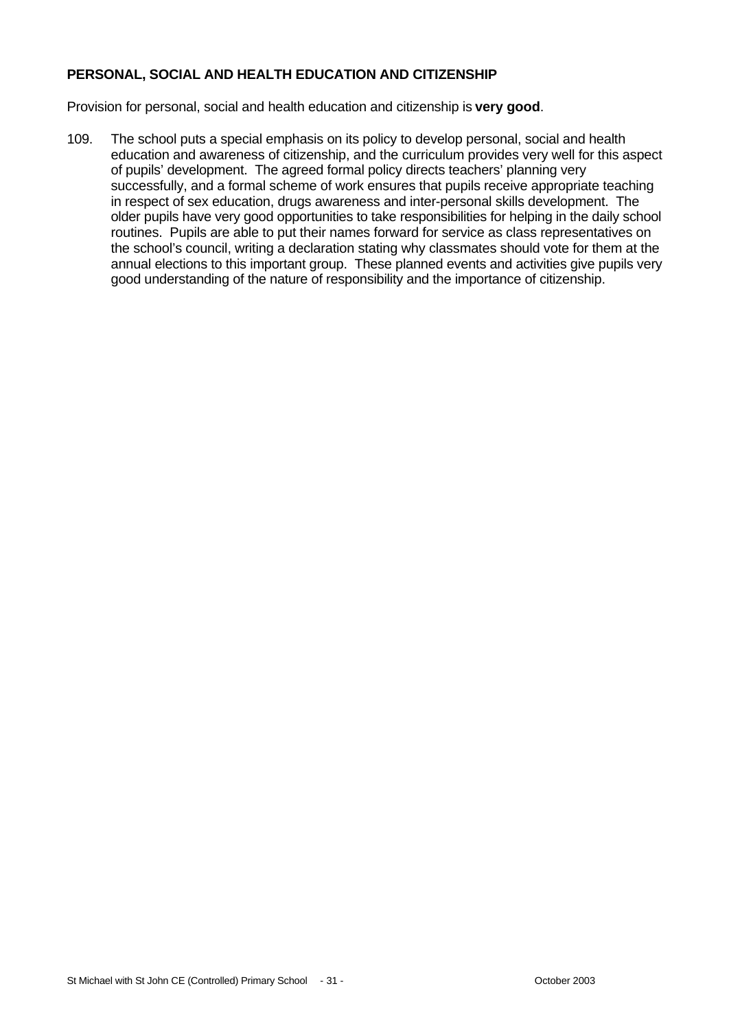**PERSONAL, SOCIAL AND HEALTH EDUCATION AND CITIZENSHIP**

Provision for personal, social and health education and citizenship is **very good**.

109. The school puts a special emphasis on its policy to develop personal, social and health education and awareness of citizenship, and the curriculum provides very well for this aspect of pupils' development. The agreed formal policy directs teachers' planning very successfully, and a formal scheme of work ensures that pupils receive appropriate teaching in respect of sex education, drugs awareness and inter-personal skills development. The older pupils have very good opportunities to take responsibilities for helping in the daily school routines. Pupils are able to put their names forward for service as class representatives on the school's council, writing a declaration stating why classmates should vote for them at the annual elections to this important group. These planned events and activities give pupils very good understanding of the nature of responsibility and the importance of citizenship.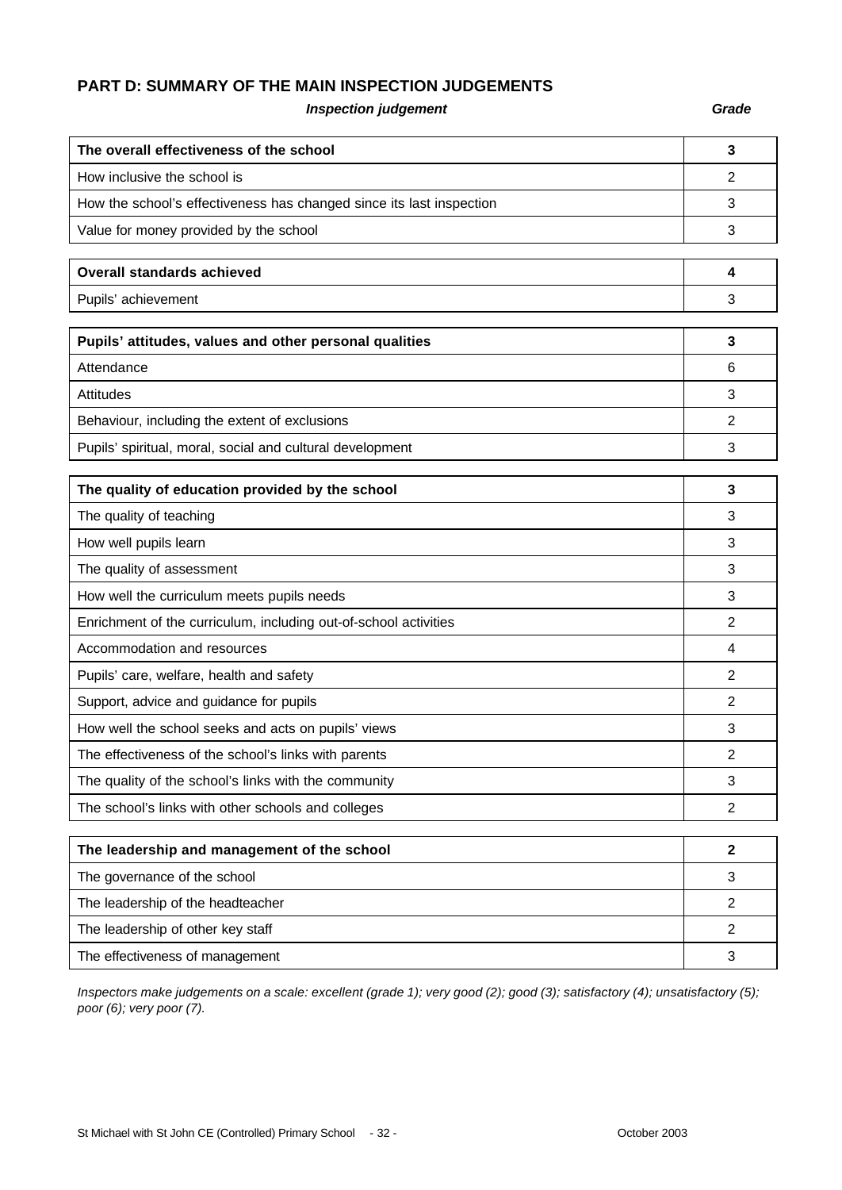## PART D: SUMMARY OF THE MAIN INSPECTION JUDGEMENTS

| *Inspection judgement* | *Grade* |
|---|---|
| **The overall effectiveness of the school** | **3** |
| How inclusive the school is | 2 |
| How the school's effectiveness has changed since its last inspection | 3 |
| Value for money provided by the school | 3 |
| **Overall standards achieved** | **4** |
| Pupils' achievement | 3 |
| **Pupils' attitudes, values and other personal qualities** | **3** |
| Attendance | 6 |
| Attitudes | 3 |
| Behaviour, including the extent of exclusions | 2 |
| Pupils' spiritual, moral, social and cultural development | 3 |
| **The quality of education provided by the school** | **3** |
| The quality of teaching | 3 |
| How well pupils learn | 3 |
| The quality of assessment | 3 |
| How well the curriculum meets pupils needs | 3 |
| Enrichment of the curriculum, including out-of-school activities | 2 |
| Accommodation and resources | 4 |
| Pupils' care, welfare, health and safety | 2 |
| Support, advice and guidance for pupils | 2 |
| How well the school seeks and acts on pupils' views | 3 |
| The effectiveness of the school's links with parents | 2 |
| The quality of the school's links with the community | 3 |
| The school's links with other schools and colleges | 2 |
| **The leadership and management of the school** | **2** |
| The governance of the school | 3 |
| The leadership of the headteacher | 2 |
| The leadership of other key staff | 2 |
| The effectiveness of management | 3 |

*Inspectors make judgements on a scale: excellent (grade 1); very good (2); good (3); satisfactory (4); unsatisfactory (5); poor (6); very poor (7).*